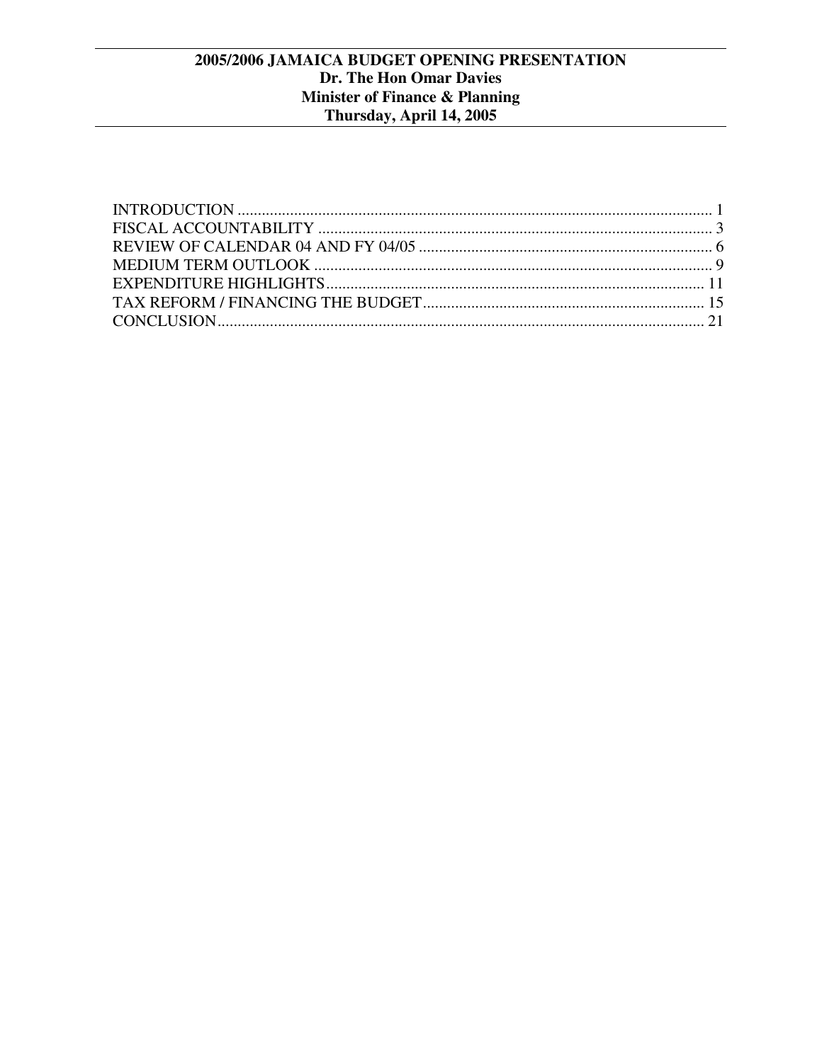**2005/2006 JAMAICA BUDGET OPENING PRESENTATION**
**Dr. The Hon Omar Davies**
**Minister of Finance & Planning**
**Thursday, April 14, 2005**

INTRODUCTION ........................................................................................................... 1
FISCAL ACCOUNTABILITY ....................................................................................... 3
REVIEW OF CALENDAR 04 AND FY 04/05 ............................................................... 6
MEDIUM TERM OUTLOOK ........................................................................................ 9
EXPENDITURE HIGHLIGHTS .................................................................................... 11
TAX REFORM / FINANCING THE BUDGET ............................................................. 15
CONCLUSION .............................................................................................................. 21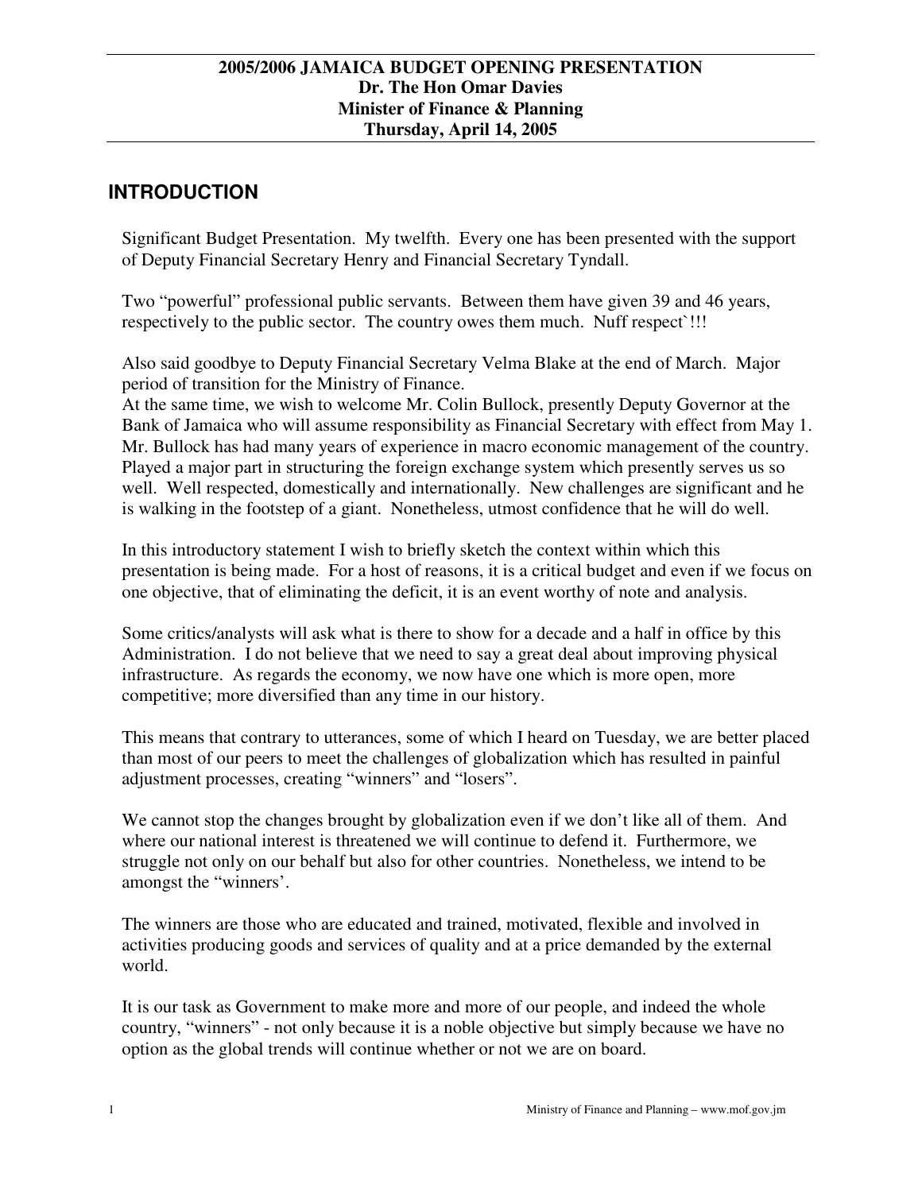**2005/2006 JAMAICA BUDGET OPENING PRESENTATION**
**Dr. The Hon Omar Davies**
**Minister of Finance & Planning**
**Thursday, April 14, 2005**

## INTRODUCTION

Significant Budget Presentation. My twelfth. Every one has been presented with the support of Deputy Financial Secretary Henry and Financial Secretary Tyndall.

Two "powerful" professional public servants. Between them have given 39 and 46 years, respectively to the public sector. The country owes them much. Nuff respect`!!!

Also said goodbye to Deputy Financial Secretary Velma Blake at the end of March. Major period of transition for the Ministry of Finance.
At the same time, we wish to welcome Mr. Colin Bullock, presently Deputy Governor at the Bank of Jamaica who will assume responsibility as Financial Secretary with effect from May 1. Mr. Bullock has had many years of experience in macro economic management of the country. Played a major part in structuring the foreign exchange system which presently serves us so well. Well respected, domestically and internationally. New challenges are significant and he is walking in the footstep of a giant. Nonetheless, utmost confidence that he will do well.

In this introductory statement I wish to briefly sketch the context within which this presentation is being made. For a host of reasons, it is a critical budget and even if we focus on one objective, that of eliminating the deficit, it is an event worthy of note and analysis.

Some critics/analysts will ask what is there to show for a decade and a half in office by this Administration. I do not believe that we need to say a great deal about improving physical infrastructure. As regards the economy, we now have one which is more open, more competitive; more diversified than any time in our history.

This means that contrary to utterances, some of which I heard on Tuesday, we are better placed than most of our peers to meet the challenges of globalization which has resulted in painful adjustment processes, creating "winners" and "losers".

We cannot stop the changes brought by globalization even if we don't like all of them. And where our national interest is threatened we will continue to defend it. Furthermore, we struggle not only on our behalf but also for other countries. Nonetheless, we intend to be amongst the "winners'.

The winners are those who are educated and trained, motivated, flexible and involved in activities producing goods and services of quality and at a price demanded by the external world.

It is our task as Government to make more and more of our people, and indeed the whole country, "winners" - not only because it is a noble objective but simply because we have no option as the global trends will continue whether or not we are on board.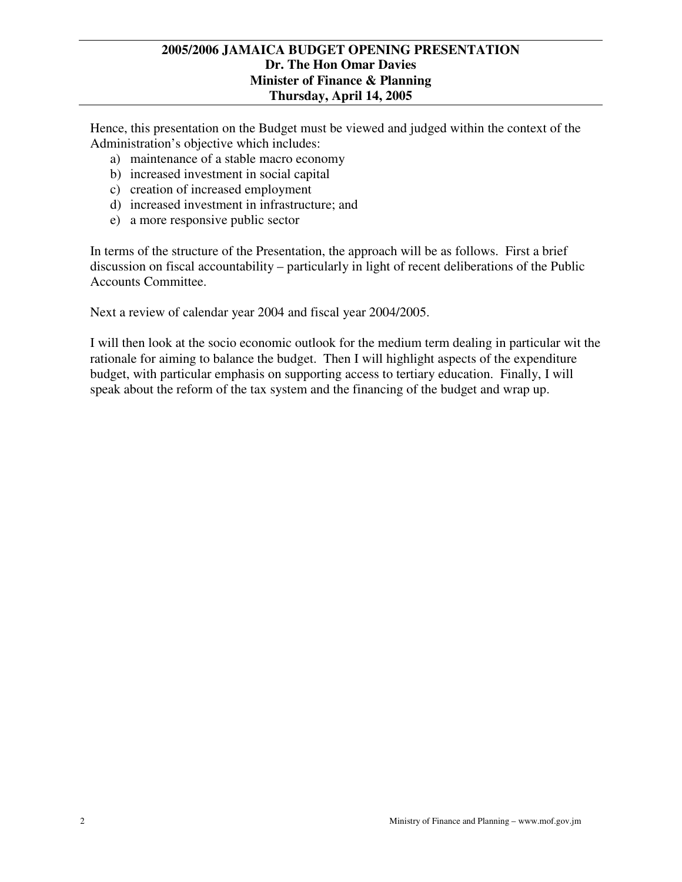Hence, this presentation on the Budget must be viewed and judged within the context of the Administration's objective which includes:

a) maintenance of a stable macro economy
b) increased investment in social capital
c) creation of increased employment
d) increased investment in infrastructure; and
e) a more responsive public sector

In terms of the structure of the Presentation, the approach will be as follows. First a brief discussion on fiscal accountability – particularly in light of recent deliberations of the Public Accounts Committee.

Next a review of calendar year 2004 and fiscal year 2004/2005.

I will then look at the socio economic outlook for the medium term dealing in particular wit the rationale for aiming to balance the budget. Then I will highlight aspects of the expenditure budget, with particular emphasis on supporting access to tertiary education. Finally, I will speak about the reform of the tax system and the financing of the budget and wrap up.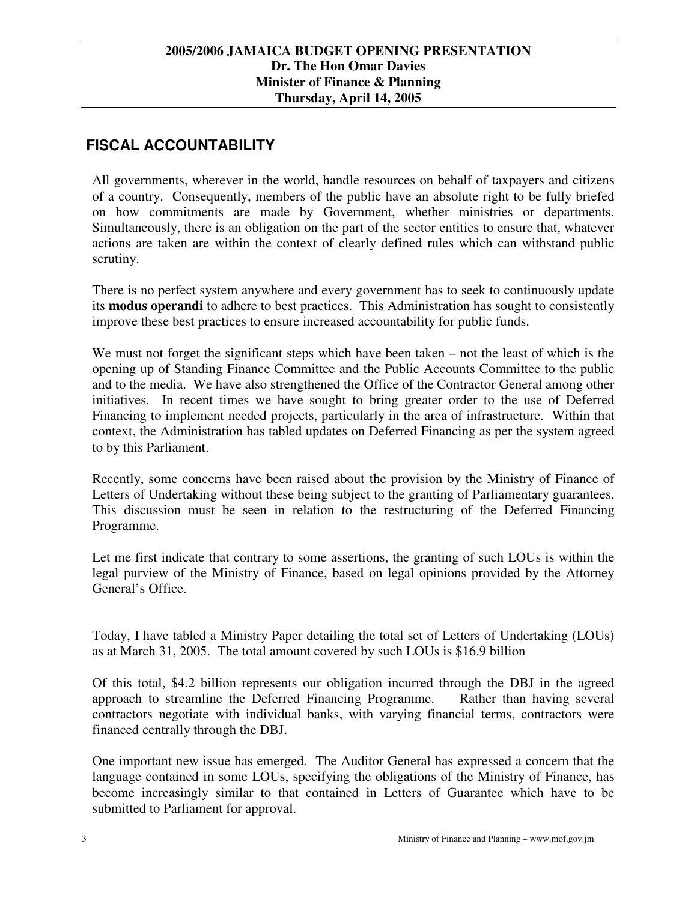## FISCAL ACCOUNTABILITY

All governments, wherever in the world, handle resources on behalf of taxpayers and citizens of a country. Consequently, members of the public have an absolute right to be fully briefed on how commitments are made by Government, whether ministries or departments. Simultaneously, there is an obligation on the part of the sector entities to ensure that, whatever actions are taken are within the context of clearly defined rules which can withstand public scrutiny.

There is no perfect system anywhere and every government has to seek to continuously update its **modus operandi** to adhere to best practices. This Administration has sought to consistently improve these best practices to ensure increased accountability for public funds.

We must not forget the significant steps which have been taken – not the least of which is the opening up of Standing Finance Committee and the Public Accounts Committee to the public and to the media. We have also strengthened the Office of the Contractor General among other initiatives. In recent times we have sought to bring greater order to the use of Deferred Financing to implement needed projects, particularly in the area of infrastructure. Within that context, the Administration has tabled updates on Deferred Financing as per the system agreed to by this Parliament.

Recently, some concerns have been raised about the provision by the Ministry of Finance of Letters of Undertaking without these being subject to the granting of Parliamentary guarantees. This discussion must be seen in relation to the restructuring of the Deferred Financing Programme.

Let me first indicate that contrary to some assertions, the granting of such LOUs is within the legal purview of the Ministry of Finance, based on legal opinions provided by the Attorney General's Office.

Today, I have tabled a Ministry Paper detailing the total set of Letters of Undertaking (LOUs) as at March 31, 2005. The total amount covered by such LOUs is $16.9 billion

Of this total, $4.2 billion represents our obligation incurred through the DBJ in the agreed approach to streamline the Deferred Financing Programme. Rather than having several contractors negotiate with individual banks, with varying financial terms, contractors were financed centrally through the DBJ.

One important new issue has emerged. The Auditor General has expressed a concern that the language contained in some LOUs, specifying the obligations of the Ministry of Finance, has become increasingly similar to that contained in Letters of Guarantee which have to be submitted to Parliament for approval.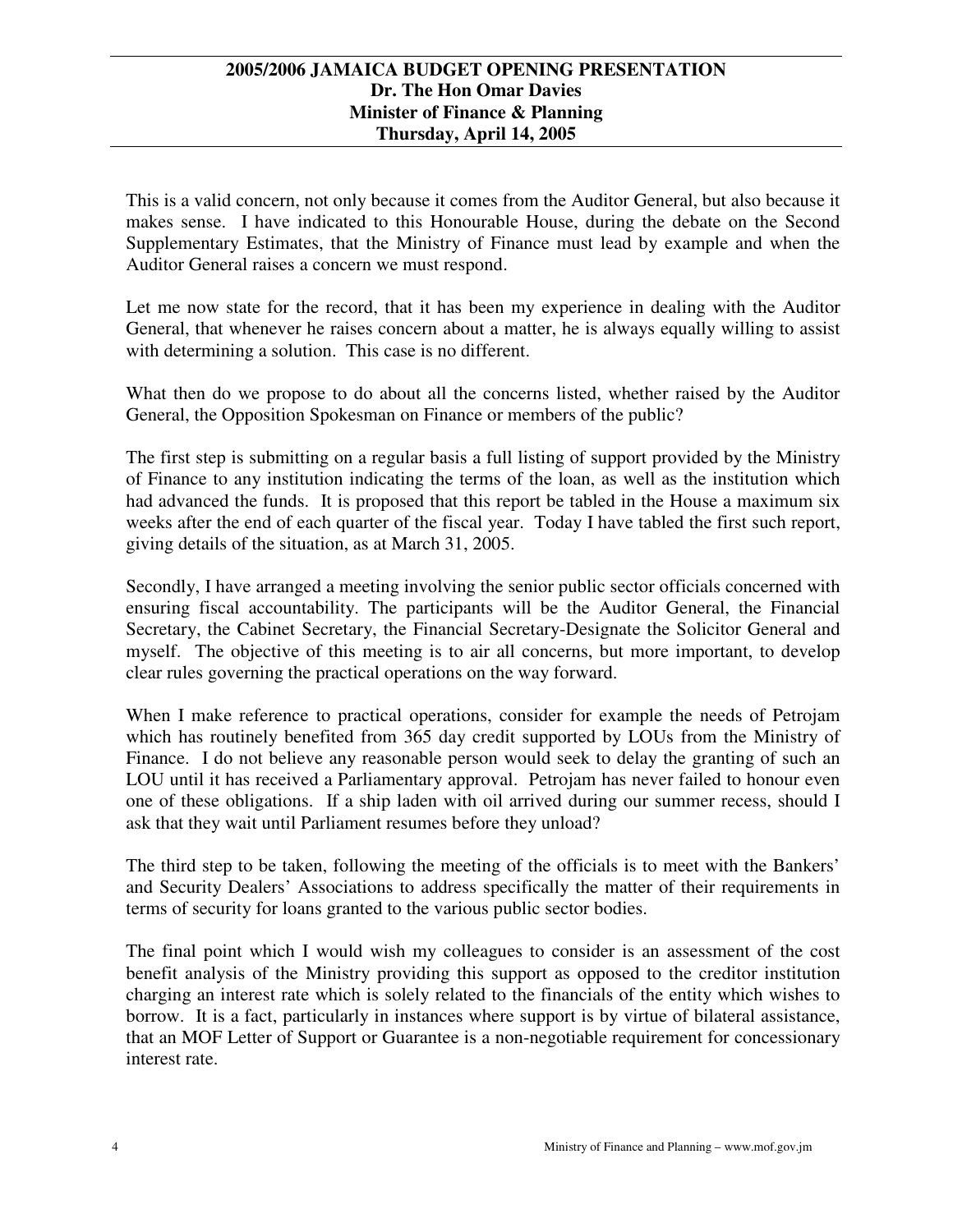This is a valid concern, not only because it comes from the Auditor General, but also because it makes sense. I have indicated to this Honourable House, during the debate on the Second Supplementary Estimates, that the Ministry of Finance must lead by example and when the Auditor General raises a concern we must respond.

Let me now state for the record, that it has been my experience in dealing with the Auditor General, that whenever he raises concern about a matter, he is always equally willing to assist with determining a solution. This case is no different.

What then do we propose to do about all the concerns listed, whether raised by the Auditor General, the Opposition Spokesman on Finance or members of the public?

The first step is submitting on a regular basis a full listing of support provided by the Ministry of Finance to any institution indicating the terms of the loan, as well as the institution which had advanced the funds. It is proposed that this report be tabled in the House a maximum six weeks after the end of each quarter of the fiscal year. Today I have tabled the first such report, giving details of the situation, as at March 31, 2005.

Secondly, I have arranged a meeting involving the senior public sector officials concerned with ensuring fiscal accountability. The participants will be the Auditor General, the Financial Secretary, the Cabinet Secretary, the Financial Secretary-Designate the Solicitor General and myself. The objective of this meeting is to air all concerns, but more important, to develop clear rules governing the practical operations on the way forward.

When I make reference to practical operations, consider for example the needs of Petrojam which has routinely benefited from 365 day credit supported by LOUs from the Ministry of Finance. I do not believe any reasonable person would seek to delay the granting of such an LOU until it has received a Parliamentary approval. Petrojam has never failed to honour even one of these obligations. If a ship laden with oil arrived during our summer recess, should I ask that they wait until Parliament resumes before they unload?

The third step to be taken, following the meeting of the officials is to meet with the Bankers' and Security Dealers' Associations to address specifically the matter of their requirements in terms of security for loans granted to the various public sector bodies.

The final point which I would wish my colleagues to consider is an assessment of the cost benefit analysis of the Ministry providing this support as opposed to the creditor institution charging an interest rate which is solely related to the financials of the entity which wishes to borrow. It is a fact, particularly in instances where support is by virtue of bilateral assistance, that an MOF Letter of Support or Guarantee is a non-negotiable requirement for concessionary interest rate.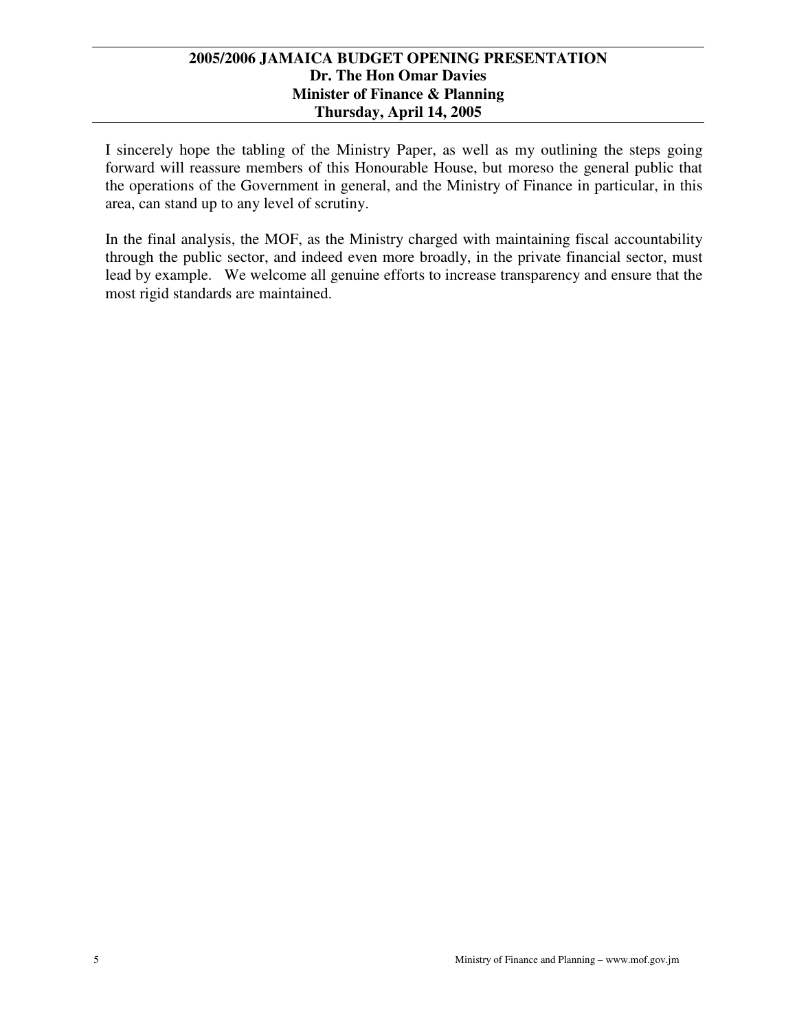I sincerely hope the tabling of the Ministry Paper, as well as my outlining the steps going forward will reassure members of this Honourable House, but moreso the general public that the operations of the Government in general, and the Ministry of Finance in particular, in this area, can stand up to any level of scrutiny.

In the final analysis, the MOF, as the Ministry charged with maintaining fiscal accountability through the public sector, and indeed even more broadly, in the private financial sector, must lead by example. We welcome all genuine efforts to increase transparency and ensure that the most rigid standards are maintained.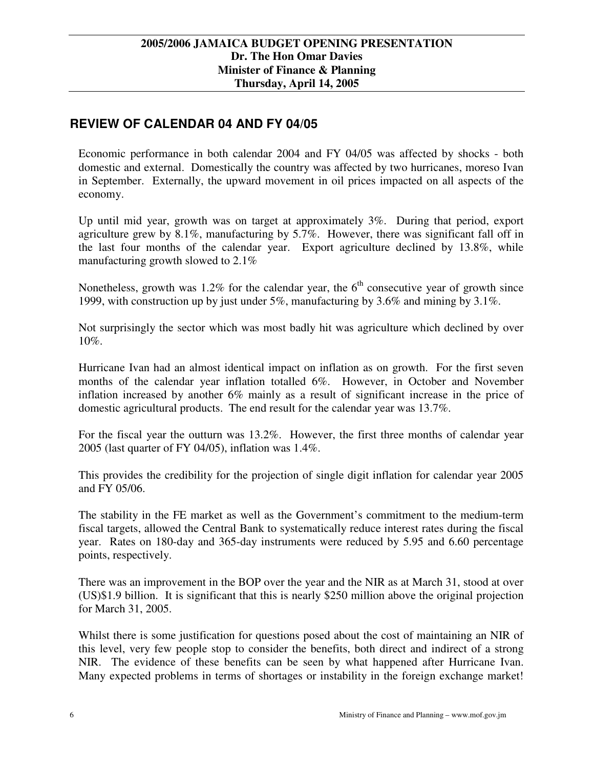## REVIEW OF CALENDAR 04 AND FY 04/05

Economic performance in both calendar 2004 and FY 04/05 was affected by shocks - both domestic and external. Domestically the country was affected by two hurricanes, moreso Ivan in September. Externally, the upward movement in oil prices impacted on all aspects of the economy.

Up until mid year, growth was on target at approximately 3%. During that period, export agriculture grew by 8.1%, manufacturing by 5.7%. However, there was significant fall off in the last four months of the calendar year. Export agriculture declined by 13.8%, while manufacturing growth slowed to 2.1%

Nonetheless, growth was 1.2% for the calendar year, the 6th consecutive year of growth since 1999, with construction up by just under 5%, manufacturing by 3.6% and mining by 3.1%.

Not surprisingly the sector which was most badly hit was agriculture which declined by over 10%.

Hurricane Ivan had an almost identical impact on inflation as on growth. For the first seven months of the calendar year inflation totalled 6%. However, in October and November inflation increased by another 6% mainly as a result of significant increase in the price of domestic agricultural products. The end result for the calendar year was 13.7%.

For the fiscal year the outturn was 13.2%. However, the first three months of calendar year 2005 (last quarter of FY 04/05), inflation was 1.4%.

This provides the credibility for the projection of single digit inflation for calendar year 2005 and FY 05/06.

The stability in the FE market as well as the Government's commitment to the medium-term fiscal targets, allowed the Central Bank to systematically reduce interest rates during the fiscal year. Rates on 180-day and 365-day instruments were reduced by 5.95 and 6.60 percentage points, respectively.

There was an improvement in the BOP over the year and the NIR as at March 31, stood at over (US)$1.9 billion. It is significant that this is nearly $250 million above the original projection for March 31, 2005.

Whilst there is some justification for questions posed about the cost of maintaining an NIR of this level, very few people stop to consider the benefits, both direct and indirect of a strong NIR. The evidence of these benefits can be seen by what happened after Hurricane Ivan. Many expected problems in terms of shortages or instability in the foreign exchange market!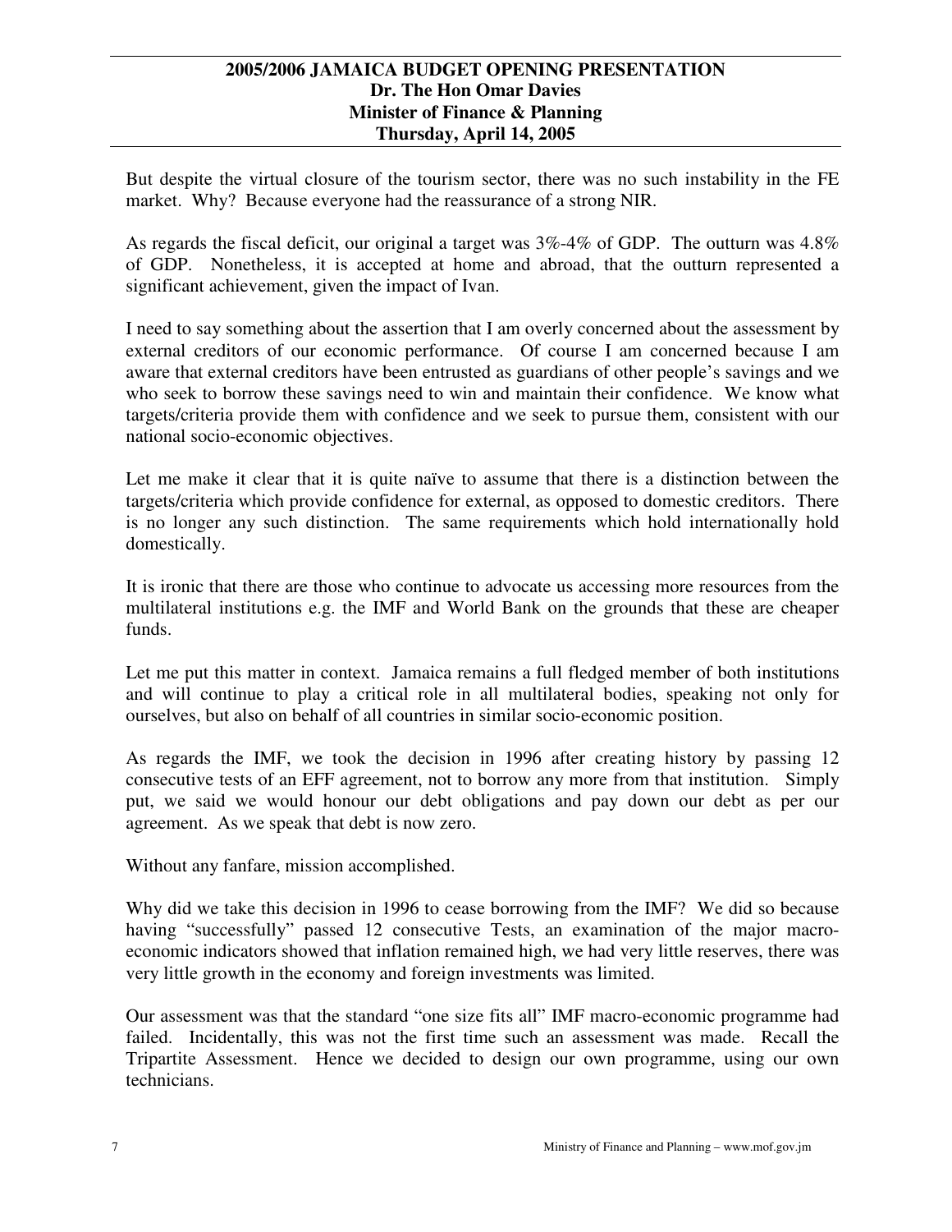But despite the virtual closure of the tourism sector, there was no such instability in the FE market. Why? Because everyone had the reassurance of a strong NIR.

As regards the fiscal deficit, our original a target was 3%-4% of GDP. The outturn was 4.8% of GDP. Nonetheless, it is accepted at home and abroad, that the outturn represented a significant achievement, given the impact of Ivan.

I need to say something about the assertion that I am overly concerned about the assessment by external creditors of our economic performance. Of course I am concerned because I am aware that external creditors have been entrusted as guardians of other people's savings and we who seek to borrow these savings need to win and maintain their confidence. We know what targets/criteria provide them with confidence and we seek to pursue them, consistent with our national socio-economic objectives.

Let me make it clear that it is quite naïve to assume that there is a distinction between the targets/criteria which provide confidence for external, as opposed to domestic creditors. There is no longer any such distinction. The same requirements which hold internationally hold domestically.

It is ironic that there are those who continue to advocate us accessing more resources from the multilateral institutions e.g. the IMF and World Bank on the grounds that these are cheaper funds.

Let me put this matter in context. Jamaica remains a full fledged member of both institutions and will continue to play a critical role in all multilateral bodies, speaking not only for ourselves, but also on behalf of all countries in similar socio-economic position.

As regards the IMF, we took the decision in 1996 after creating history by passing 12 consecutive tests of an EFF agreement, not to borrow any more from that institution. Simply put, we said we would honour our debt obligations and pay down our debt as per our agreement. As we speak that debt is now zero.

Without any fanfare, mission accomplished.

Why did we take this decision in 1996 to cease borrowing from the IMF? We did so because having "successfully" passed 12 consecutive Tests, an examination of the major macro-economic indicators showed that inflation remained high, we had very little reserves, there was very little growth in the economy and foreign investments was limited.

Our assessment was that the standard "one size fits all" IMF macro-economic programme had failed. Incidentally, this was not the first time such an assessment was made. Recall the Tripartite Assessment. Hence we decided to design our own programme, using our own technicians.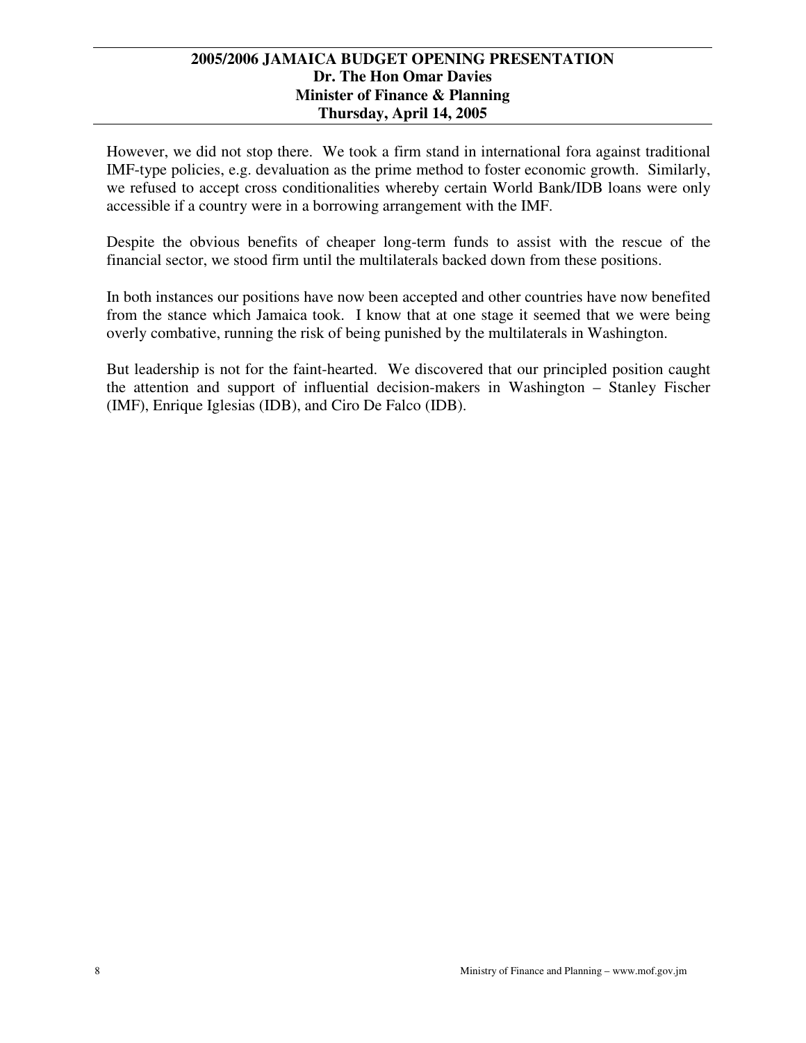However, we did not stop there. We took a firm stand in international fora against traditional IMF-type policies, e.g. devaluation as the prime method to foster economic growth. Similarly, we refused to accept cross conditionalities whereby certain World Bank/IDB loans were only accessible if a country were in a borrowing arrangement with the IMF.

Despite the obvious benefits of cheaper long-term funds to assist with the rescue of the financial sector, we stood firm until the multilaterals backed down from these positions.

In both instances our positions have now been accepted and other countries have now benefited from the stance which Jamaica took. I know that at one stage it seemed that we were being overly combative, running the risk of being punished by the multilaterals in Washington.

But leadership is not for the faint-hearted. We discovered that our principled position caught the attention and support of influential decision-makers in Washington – Stanley Fischer (IMF), Enrique Iglesias (IDB), and Ciro De Falco (IDB).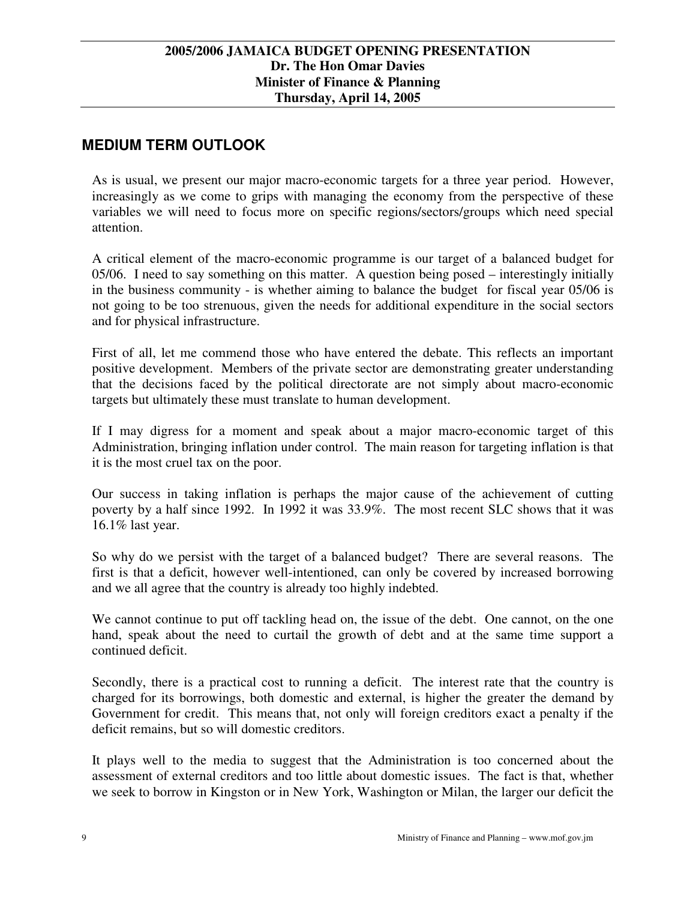## MEDIUM TERM OUTLOOK

As is usual, we present our major macro-economic targets for a three year period. However, increasingly as we come to grips with managing the economy from the perspective of these variables we will need to focus more on specific regions/sectors/groups which need special attention.

A critical element of the macro-economic programme is our target of a balanced budget for 05/06. I need to say something on this matter. A question being posed – interestingly initially in the business community - is whether aiming to balance the budget for fiscal year 05/06 is not going to be too strenuous, given the needs for additional expenditure in the social sectors and for physical infrastructure.

First of all, let me commend those who have entered the debate. This reflects an important positive development. Members of the private sector are demonstrating greater understanding that the decisions faced by the political directorate are not simply about macro-economic targets but ultimately these must translate to human development.

If I may digress for a moment and speak about a major macro-economic target of this Administration, bringing inflation under control. The main reason for targeting inflation is that it is the most cruel tax on the poor.

Our success in taking inflation is perhaps the major cause of the achievement of cutting poverty by a half since 1992. In 1992 it was 33.9%. The most recent SLC shows that it was 16.1% last year.

So why do we persist with the target of a balanced budget? There are several reasons. The first is that a deficit, however well-intentioned, can only be covered by increased borrowing and we all agree that the country is already too highly indebted.

We cannot continue to put off tackling head on, the issue of the debt. One cannot, on the one hand, speak about the need to curtail the growth of debt and at the same time support a continued deficit.

Secondly, there is a practical cost to running a deficit. The interest rate that the country is charged for its borrowings, both domestic and external, is higher the greater the demand by Government for credit. This means that, not only will foreign creditors exact a penalty if the deficit remains, but so will domestic creditors.

It plays well to the media to suggest that the Administration is too concerned about the assessment of external creditors and too little about domestic issues. The fact is that, whether we seek to borrow in Kingston or in New York, Washington or Milan, the larger our deficit the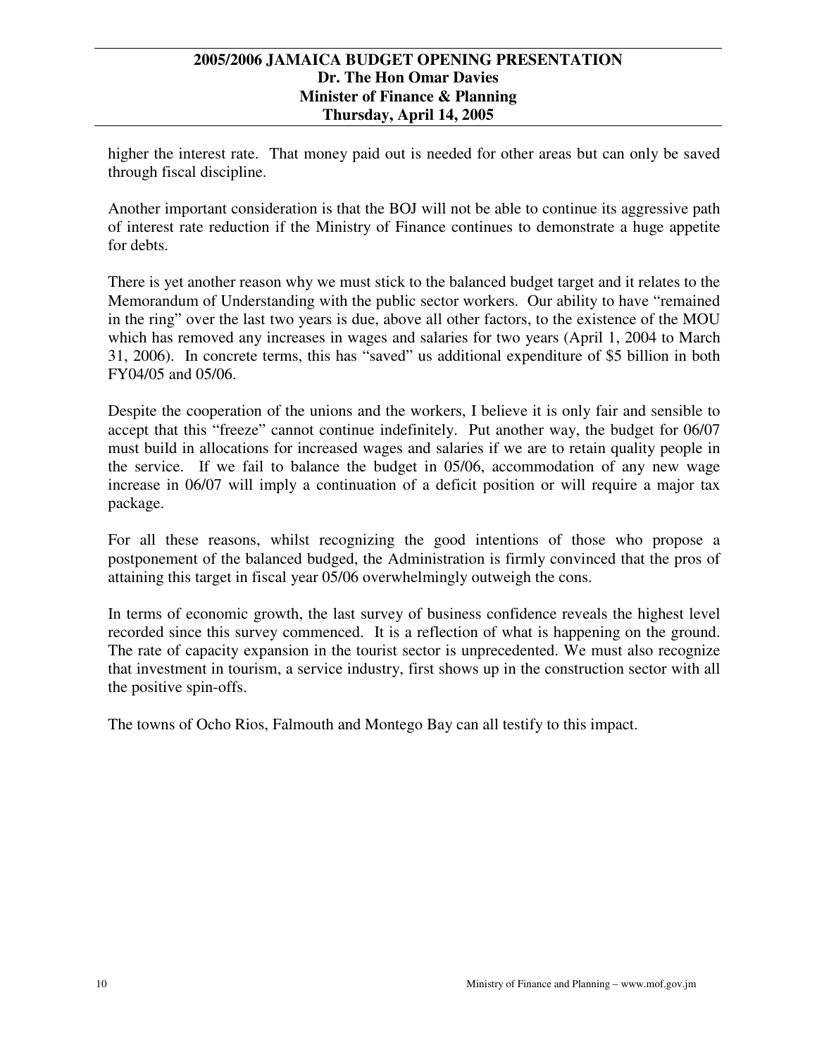higher the interest rate. That money paid out is needed for other areas but can only be saved through fiscal discipline.

Another important consideration is that the BOJ will not be able to continue its aggressive path of interest rate reduction if the Ministry of Finance continues to demonstrate a huge appetite for debts.

There is yet another reason why we must stick to the balanced budget target and it relates to the Memorandum of Understanding with the public sector workers. Our ability to have "remained in the ring" over the last two years is due, above all other factors, to the existence of the MOU which has removed any increases in wages and salaries for two years (April 1, 2004 to March 31, 2006). In concrete terms, this has "saved" us additional expenditure of $5 billion in both FY04/05 and 05/06.

Despite the cooperation of the unions and the workers, I believe it is only fair and sensible to accept that this "freeze" cannot continue indefinitely. Put another way, the budget for 06/07 must build in allocations for increased wages and salaries if we are to retain quality people in the service. If we fail to balance the budget in 05/06, accommodation of any new wage increase in 06/07 will imply a continuation of a deficit position or will require a major tax package.

For all these reasons, whilst recognizing the good intentions of those who propose a postponement of the balanced budged, the Administration is firmly convinced that the pros of attaining this target in fiscal year 05/06 overwhelmingly outweigh the cons.

In terms of economic growth, the last survey of business confidence reveals the highest level recorded since this survey commenced. It is a reflection of what is happening on the ground. The rate of capacity expansion in the tourist sector is unprecedented. We must also recognize that investment in tourism, a service industry, first shows up in the construction sector with all the positive spin-offs.

The towns of Ocho Rios, Falmouth and Montego Bay can all testify to this impact.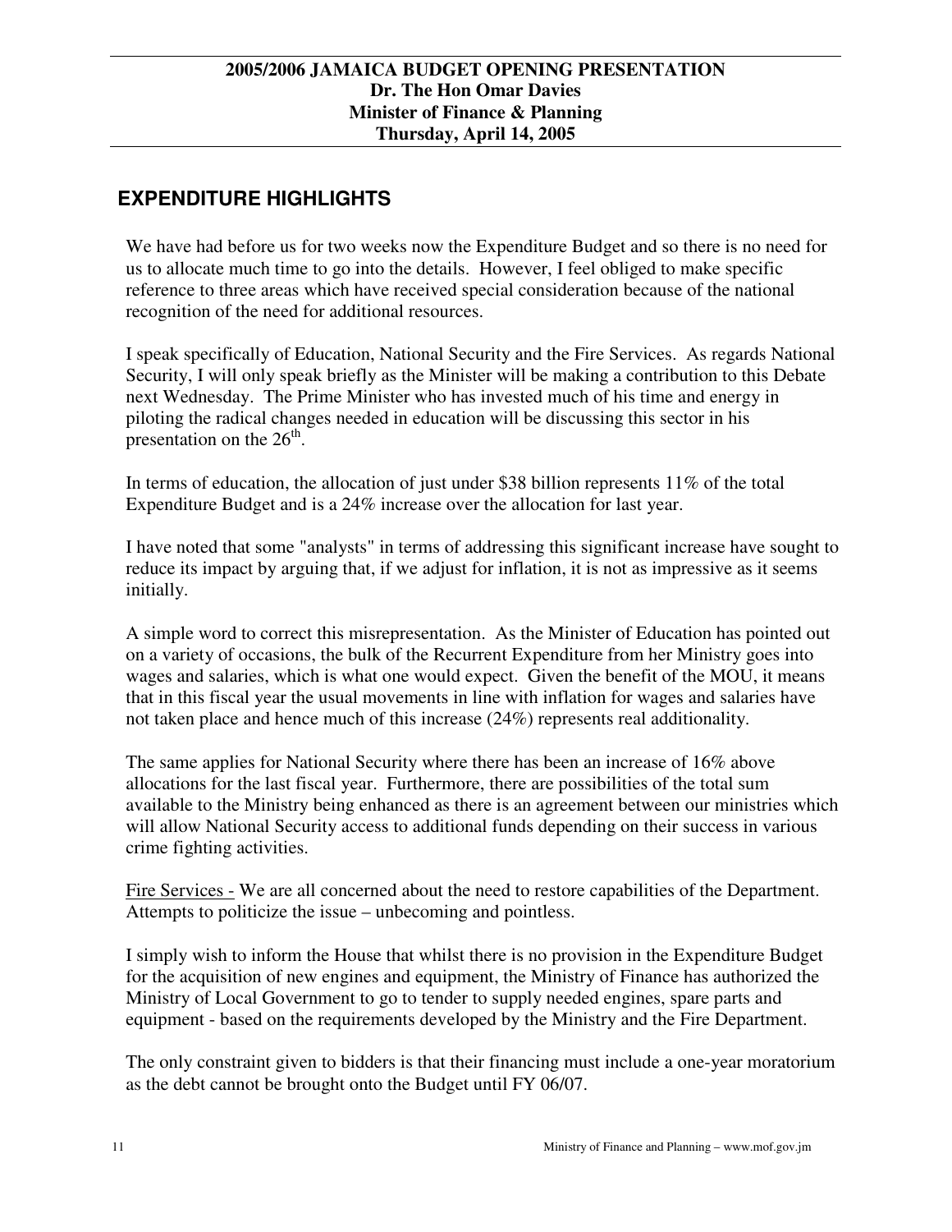## EXPENDITURE HIGHLIGHTS

We have had before us for two weeks now the Expenditure Budget and so there is no need for us to allocate much time to go into the details. However, I feel obliged to make specific reference to three areas which have received special consideration because of the national recognition of the need for additional resources.

I speak specifically of Education, National Security and the Fire Services. As regards National Security, I will only speak briefly as the Minister will be making a contribution to this Debate next Wednesday. The Prime Minister who has invested much of his time and energy in piloting the radical changes needed in education will be discussing this sector in his presentation on the 26th.

In terms of education, the allocation of just under $38 billion represents 11% of the total Expenditure Budget and is a 24% increase over the allocation for last year.

I have noted that some "analysts" in terms of addressing this significant increase have sought to reduce its impact by arguing that, if we adjust for inflation, it is not as impressive as it seems initially.

A simple word to correct this misrepresentation. As the Minister of Education has pointed out on a variety of occasions, the bulk of the Recurrent Expenditure from her Ministry goes into wages and salaries, which is what one would expect. Given the benefit of the MOU, it means that in this fiscal year the usual movements in line with inflation for wages and salaries have not taken place and hence much of this increase (24%) represents real additionality.

The same applies for National Security where there has been an increase of 16% above allocations for the last fiscal year. Furthermore, there are possibilities of the total sum available to the Ministry being enhanced as there is an agreement between our ministries which will allow National Security access to additional funds depending on their success in various crime fighting activities.

Fire Services - We are all concerned about the need to restore capabilities of the Department. Attempts to politicize the issue – unbecoming and pointless.

I simply wish to inform the House that whilst there is no provision in the Expenditure Budget for the acquisition of new engines and equipment, the Ministry of Finance has authorized the Ministry of Local Government to go to tender to supply needed engines, spare parts and equipment - based on the requirements developed by the Ministry and the Fire Department.

The only constraint given to bidders is that their financing must include a one-year moratorium as the debt cannot be brought onto the Budget until FY 06/07.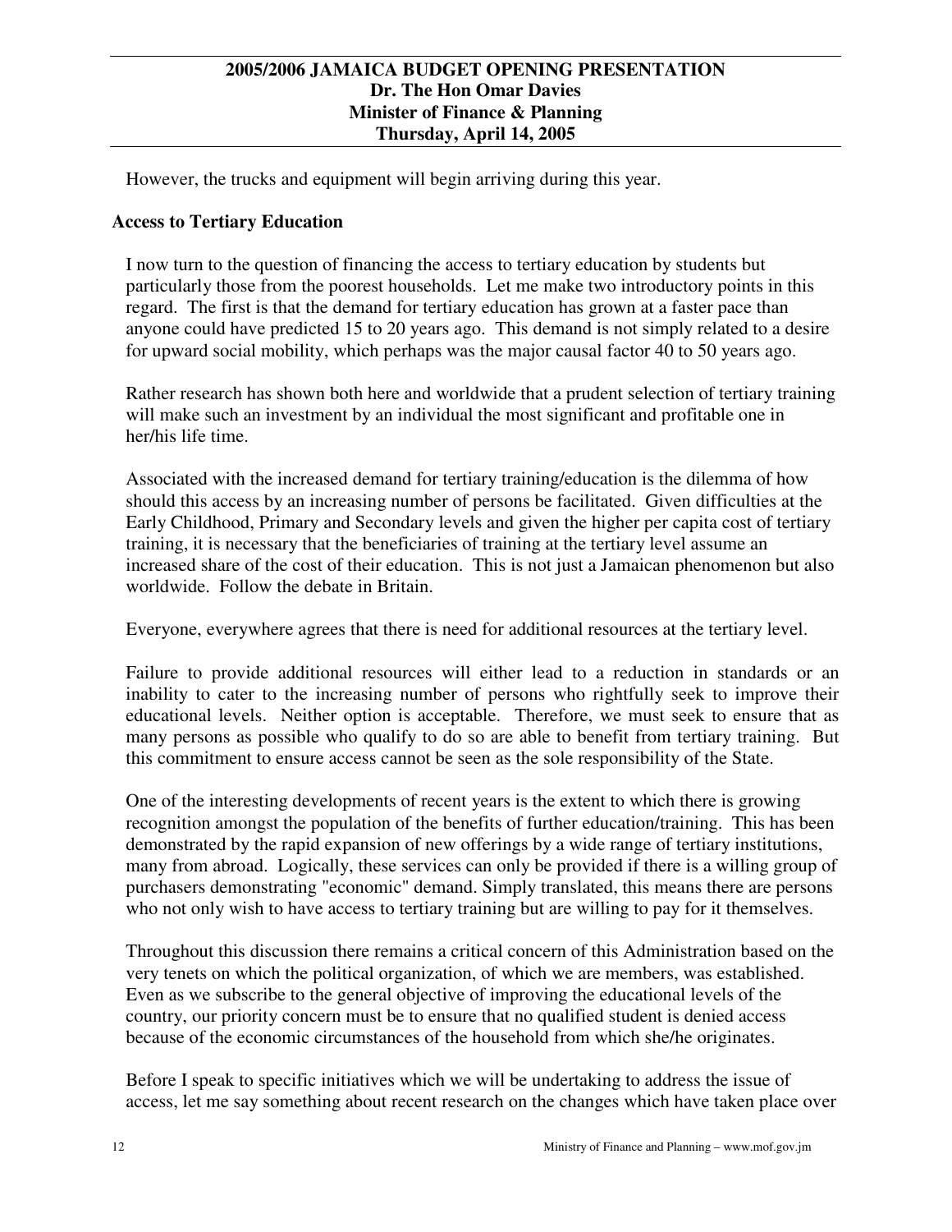However, the trucks and equipment will begin arriving during this year.

## Access to Tertiary Education

I now turn to the question of financing the access to tertiary education by students but particularly those from the poorest households. Let me make two introductory points in this regard. The first is that the demand for tertiary education has grown at a faster pace than anyone could have predicted 15 to 20 years ago. This demand is not simply related to a desire for upward social mobility, which perhaps was the major causal factor 40 to 50 years ago.

Rather research has shown both here and worldwide that a prudent selection of tertiary training will make such an investment by an individual the most significant and profitable one in her/his life time.

Associated with the increased demand for tertiary training/education is the dilemma of how should this access by an increasing number of persons be facilitated. Given difficulties at the Early Childhood, Primary and Secondary levels and given the higher per capita cost of tertiary training, it is necessary that the beneficiaries of training at the tertiary level assume an increased share of the cost of their education. This is not just a Jamaican phenomenon but also worldwide. Follow the debate in Britain.

Everyone, everywhere agrees that there is need for additional resources at the tertiary level.

Failure to provide additional resources will either lead to a reduction in standards or an inability to cater to the increasing number of persons who rightfully seek to improve their educational levels. Neither option is acceptable. Therefore, we must seek to ensure that as many persons as possible who qualify to do so are able to benefit from tertiary training. But this commitment to ensure access cannot be seen as the sole responsibility of the State.

One of the interesting developments of recent years is the extent to which there is growing recognition amongst the population of the benefits of further education/training. This has been demonstrated by the rapid expansion of new offerings by a wide range of tertiary institutions, many from abroad. Logically, these services can only be provided if there is a willing group of purchasers demonstrating "economic" demand. Simply translated, this means there are persons who not only wish to have access to tertiary training but are willing to pay for it themselves.

Throughout this discussion there remains a critical concern of this Administration based on the very tenets on which the political organization, of which we are members, was established. Even as we subscribe to the general objective of improving the educational levels of the country, our priority concern must be to ensure that no qualified student is denied access because of the economic circumstances of the household from which she/he originates.

Before I speak to specific initiatives which we will be undertaking to address the issue of access, let me say something about recent research on the changes which have taken place over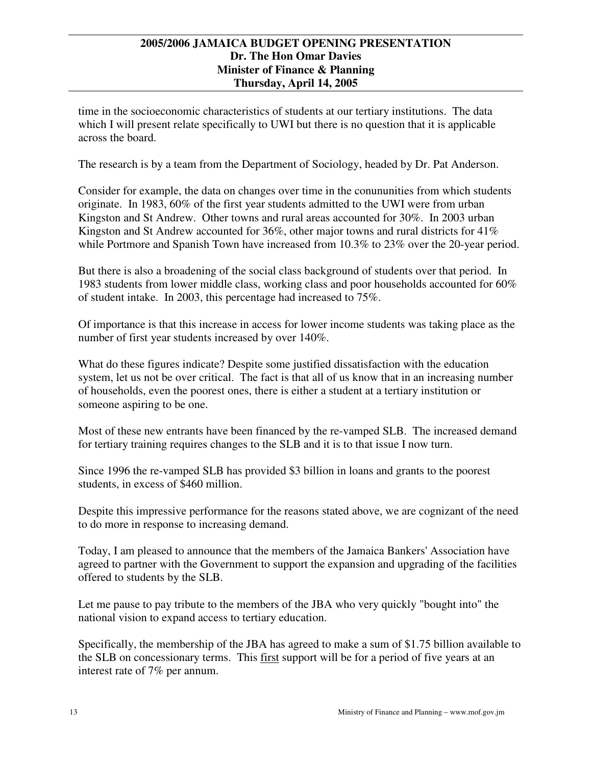time in the socioeconomic characteristics of students at our tertiary institutions. The data which I will present relate specifically to UWI but there is no question that it is applicable across the board.

The research is by a team from the Department of Sociology, headed by Dr. Pat Anderson.

Consider for example, the data on changes over time in the conununities from which students originate. In 1983, 60% of the first year students admitted to the UWI were from urban Kingston and St Andrew. Other towns and rural areas accounted for 30%. In 2003 urban Kingston and St Andrew accounted for 36%, other major towns and rural districts for 41% while Portmore and Spanish Town have increased from 10.3% to 23% over the 20-year period.

But there is also a broadening of the social class background of students over that period. In 1983 students from lower middle class, working class and poor households accounted for 60% of student intake. In 2003, this percentage had increased to 75%.

Of importance is that this increase in access for lower income students was taking place as the number of first year students increased by over 140%.

What do these figures indicate? Despite some justified dissatisfaction with the education system, let us not be over critical. The fact is that all of us know that in an increasing number of households, even the poorest ones, there is either a student at a tertiary institution or someone aspiring to be one.

Most of these new entrants have been financed by the re-vamped SLB. The increased demand for tertiary training requires changes to the SLB and it is to that issue I now turn.

Since 1996 the re-vamped SLB has provided $3 billion in loans and grants to the poorest students, in excess of $460 million.

Despite this impressive performance for the reasons stated above, we are cognizant of the need to do more in response to increasing demand.

Today, I am pleased to announce that the members of the Jamaica Bankers' Association have agreed to partner with the Government to support the expansion and upgrading of the facilities offered to students by the SLB.

Let me pause to pay tribute to the members of the JBA who very quickly "bought into" the national vision to expand access to tertiary education.

Specifically, the membership of the JBA has agreed to make a sum of $1.75 billion available to the SLB on concessionary terms. This <u>first</u> support will be for a period of five years at an interest rate of 7% per annum.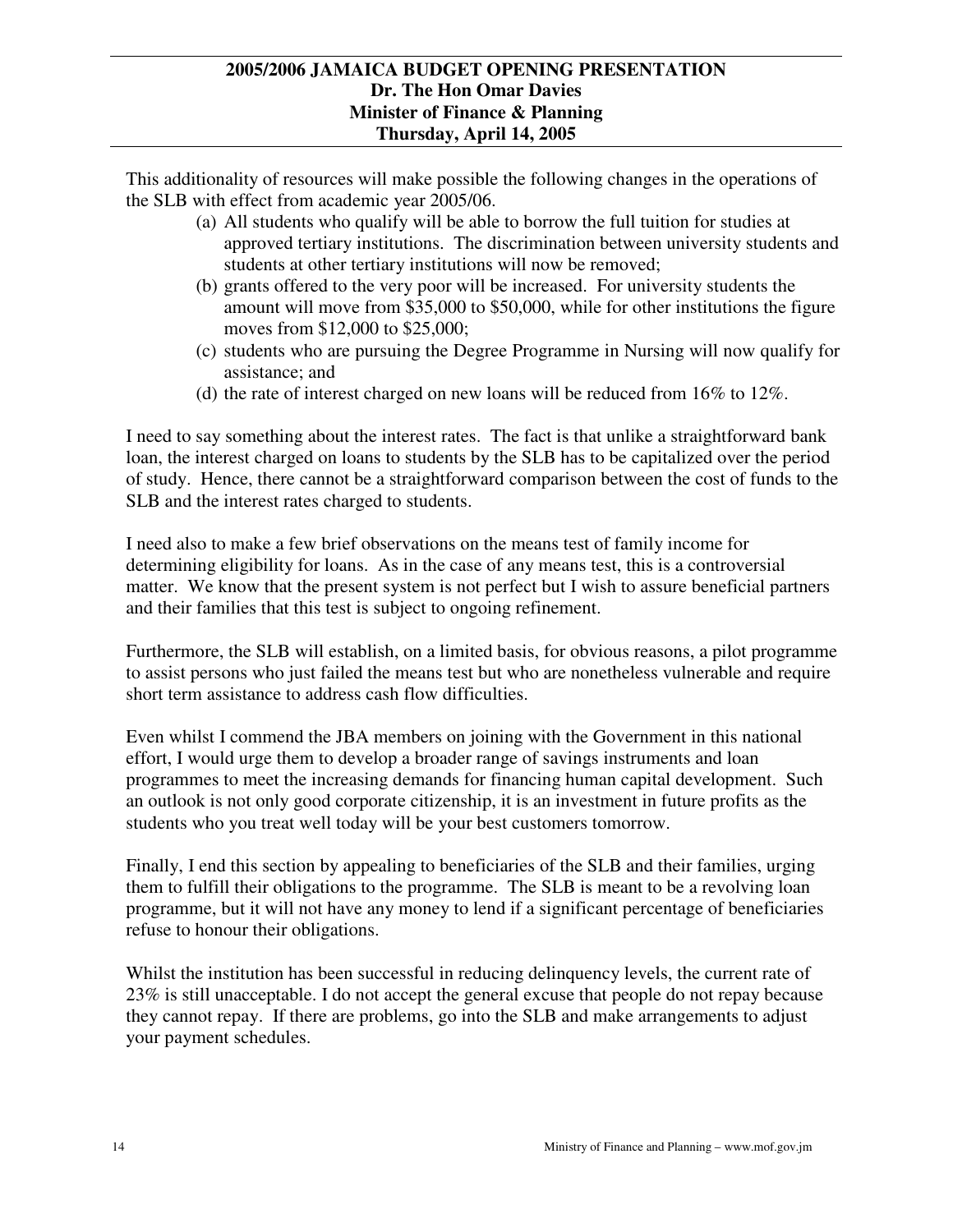This additionality of resources will make possible the following changes in the operations of the SLB with effect from academic year 2005/06.

(a) All students who qualify will be able to borrow the full tuition for studies at approved tertiary institutions. The discrimination between university students and students at other tertiary institutions will now be removed;

(b) grants offered to the very poor will be increased. For university students the amount will move from $35,000 to $50,000, while for other institutions the figure moves from $12,000 to $25,000;

(c) students who are pursuing the Degree Programme in Nursing will now qualify for assistance; and

(d) the rate of interest charged on new loans will be reduced from 16% to 12%.

I need to say something about the interest rates. The fact is that unlike a straightforward bank loan, the interest charged on loans to students by the SLB has to be capitalized over the period of study. Hence, there cannot be a straightforward comparison between the cost of funds to the SLB and the interest rates charged to students.

I need also to make a few brief observations on the means test of family income for determining eligibility for loans. As in the case of any means test, this is a controversial matter. We know that the present system is not perfect but I wish to assure beneficial partners and their families that this test is subject to ongoing refinement.

Furthermore, the SLB will establish, on a limited basis, for obvious reasons, a pilot programme to assist persons who just failed the means test but who are nonetheless vulnerable and require short term assistance to address cash flow difficulties.

Even whilst I commend the JBA members on joining with the Government in this national effort, I would urge them to develop a broader range of savings instruments and loan programmes to meet the increasing demands for financing human capital development. Such an outlook is not only good corporate citizenship, it is an investment in future profits as the students who you treat well today will be your best customers tomorrow.

Finally, I end this section by appealing to beneficiaries of the SLB and their families, urging them to fulfill their obligations to the programme. The SLB is meant to be a revolving loan programme, but it will not have any money to lend if a significant percentage of beneficiaries refuse to honour their obligations.

Whilst the institution has been successful in reducing delinquency levels, the current rate of 23% is still unacceptable. I do not accept the general excuse that people do not repay because they cannot repay. If there are problems, go into the SLB and make arrangements to adjust your payment schedules.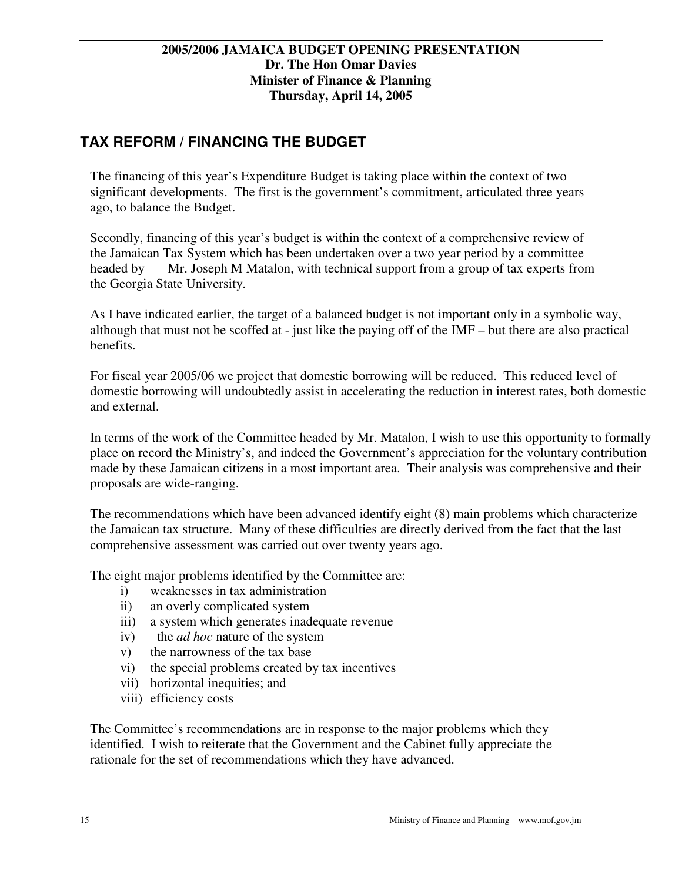## TAX REFORM / FINANCING THE BUDGET

The financing of this year's Expenditure Budget is taking place within the context of two significant developments. The first is the government's commitment, articulated three years ago, to balance the Budget.

Secondly, financing of this year's budget is within the context of a comprehensive review of the Jamaican Tax System which has been undertaken over a two year period by a committee headed by Mr. Joseph M Matalon, with technical support from a group of tax experts from the Georgia State University.

As I have indicated earlier, the target of a balanced budget is not important only in a symbolic way, although that must not be scoffed at - just like the paying off of the IMF – but there are also practical benefits.

For fiscal year 2005/06 we project that domestic borrowing will be reduced. This reduced level of domestic borrowing will undoubtedly assist in accelerating the reduction in interest rates, both domestic and external.

In terms of the work of the Committee headed by Mr. Matalon, I wish to use this opportunity to formally place on record the Ministry's, and indeed the Government's appreciation for the voluntary contribution made by these Jamaican citizens in a most important area. Their analysis was comprehensive and their proposals are wide-ranging.

The recommendations which have been advanced identify eight (8) main problems which characterize the Jamaican tax structure. Many of these difficulties are directly derived from the fact that the last comprehensive assessment was carried out over twenty years ago.

The eight major problems identified by the Committee are:

i) weaknesses in tax administration
ii) an overly complicated system
iii) a system which generates inadequate revenue
iv) the *ad hoc* nature of the system
v) the narrowness of the tax base
vi) the special problems created by tax incentives
vii) horizontal inequities; and
viii) efficiency costs

The Committee's recommendations are in response to the major problems which they identified. I wish to reiterate that the Government and the Cabinet fully appreciate the rationale for the set of recommendations which they have advanced.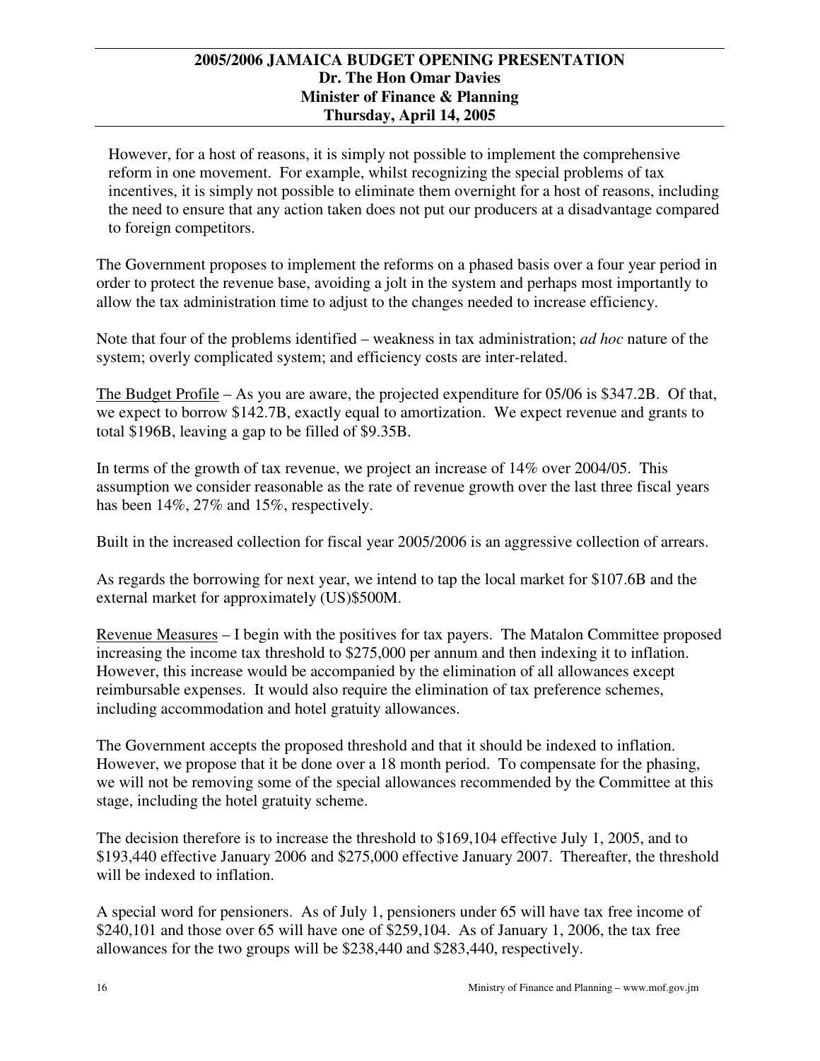However, for a host of reasons, it is simply not possible to implement the comprehensive reform in one movement. For example, whilst recognizing the special problems of tax incentives, it is simply not possible to eliminate them overnight for a host of reasons, including the need to ensure that any action taken does not put our producers at a disadvantage compared to foreign competitors.

The Government proposes to implement the reforms on a phased basis over a four year period in order to protect the revenue base, avoiding a jolt in the system and perhaps most importantly to allow the tax administration time to adjust to the changes needed to increase efficiency.

Note that four of the problems identified – weakness in tax administration; *ad hoc* nature of the system; overly complicated system; and efficiency costs are inter-related.

<u>The Budget Profile</u> – As you are aware, the projected expenditure for 05/06 is $347.2B. Of that, we expect to borrow $142.7B, exactly equal to amortization. We expect revenue and grants to total $196B, leaving a gap to be filled of $9.35B.

In terms of the growth of tax revenue, we project an increase of 14% over 2004/05. This assumption we consider reasonable as the rate of revenue growth over the last three fiscal years has been 14%, 27% and 15%, respectively.

Built in the increased collection for fiscal year 2005/2006 is an aggressive collection of arrears.

As regards the borrowing for next year, we intend to tap the local market for $107.6B and the external market for approximately (US)$500M.

<u>Revenue Measures</u> – I begin with the positives for tax payers. The Matalon Committee proposed increasing the income tax threshold to $275,000 per annum and then indexing it to inflation. However, this increase would be accompanied by the elimination of all allowances except reimbursable expenses. It would also require the elimination of tax preference schemes, including accommodation and hotel gratuity allowances.

The Government accepts the proposed threshold and that it should be indexed to inflation. However, we propose that it be done over a 18 month period. To compensate for the phasing, we will not be removing some of the special allowances recommended by the Committee at this stage, including the hotel gratuity scheme.

The decision therefore is to increase the threshold to $169,104 effective July 1, 2005, and to $193,440 effective January 2006 and $275,000 effective January 2007. Thereafter, the threshold will be indexed to inflation.

A special word for pensioners. As of July 1, pensioners under 65 will have tax free income of $240,101 and those over 65 will have one of $259,104. As of January 1, 2006, the tax free allowances for the two groups will be $238,440 and $283,440, respectively.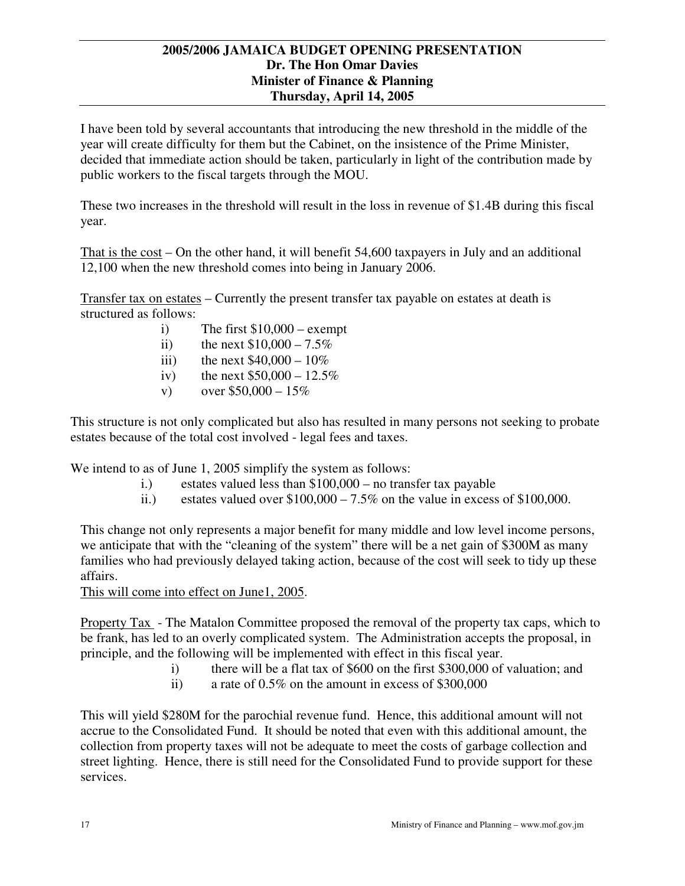I have been told by several accountants that introducing the new threshold in the middle of the year will create difficulty for them but the Cabinet, on the insistence of the Prime Minister, decided that immediate action should be taken, particularly in light of the contribution made by public workers to the fiscal targets through the MOU.

These two increases in the threshold will result in the loss in revenue of $1.4B during this fiscal year.

<u>That is the cost</u> – On the other hand, it will benefit 54,600 taxpayers in July and an additional 12,100 when the new threshold comes into being in January 2006.

<u>Transfer tax on estates</u> – Currently the present transfer tax payable on estates at death is structured as follows:

i) The first $10,000 – exempt
ii) the next $10,000 – 7.5%
iii) the next $40,000 – 10%
iv) the next $50,000 – 12.5%
v) over $50,000 – 15%

This structure is not only complicated but also has resulted in many persons not seeking to probate estates because of the total cost involved - legal fees and taxes.

We intend to as of June 1, 2005 simplify the system as follows:

i.) estates valued less than $100,000 – no transfer tax payable
ii.) estates valued over $100,000 – 7.5% on the value in excess of $100,000.

This change not only represents a major benefit for many middle and low level income persons, we anticipate that with the "cleaning of the system" there will be a net gain of $300M as many families who had previously delayed taking action, because of the cost will seek to tidy up these affairs.
<u>This will come into effect on June1, 2005</u>.

<u>Property Tax</u> - The Matalon Committee proposed the removal of the property tax caps, which to be frank, has led to an overly complicated system. The Administration accepts the proposal, in principle, and the following will be implemented with effect in this fiscal year.

i) there will be a flat tax of $600 on the first $300,000 of valuation; and
ii) a rate of 0.5% on the amount in excess of $300,000

This will yield $280M for the parochial revenue fund. Hence, this additional amount will not accrue to the Consolidated Fund. It should be noted that even with this additional amount, the collection from property taxes will not be adequate to meet the costs of garbage collection and street lighting. Hence, there is still need for the Consolidated Fund to provide support for these services.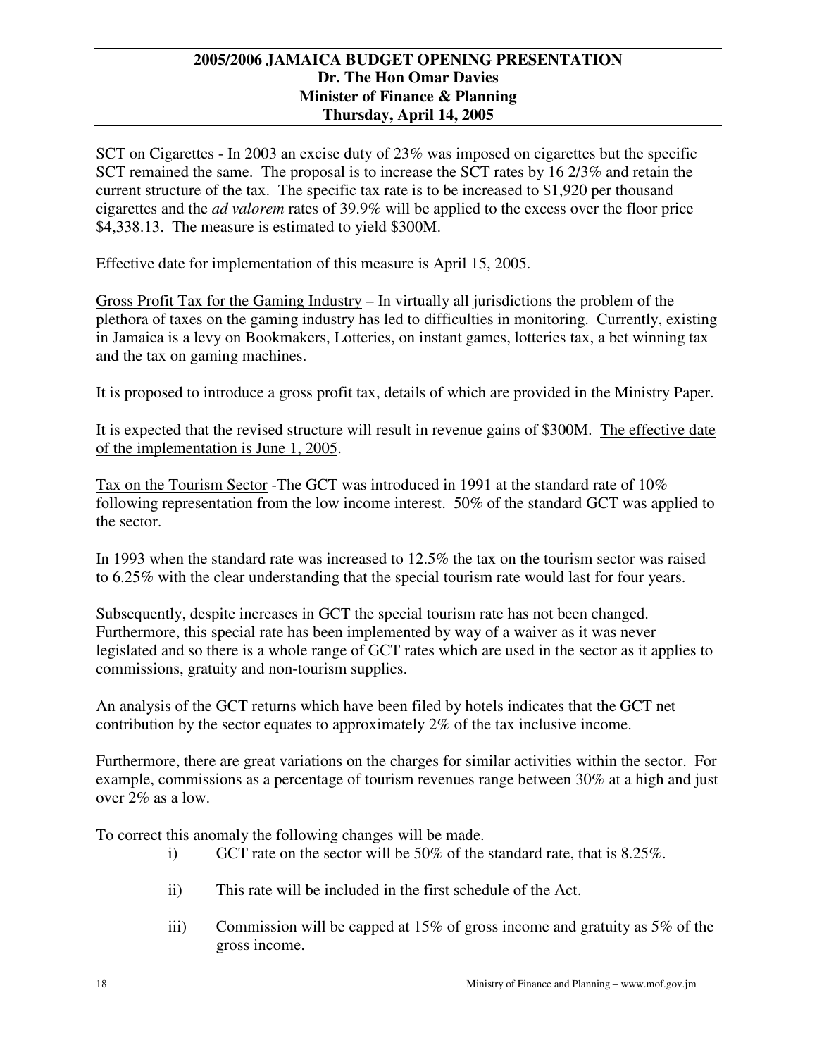<u>SCT on Cigarettes</u> - In 2003 an excise duty of 23% was imposed on cigarettes but the specific SCT remained the same. The proposal is to increase the SCT rates by 16 2/3% and retain the current structure of the tax. The specific tax rate is to be increased to $1,920 per thousand cigarettes and the *ad valorem* rates of 39.9% will be applied to the excess over the floor price $4,338.13. The measure is estimated to yield $300M.

<u>Effective date for implementation of this measure is April 15, 2005</u>.

<u>Gross Profit Tax for the Gaming Industry</u> – In virtually all jurisdictions the problem of the plethora of taxes on the gaming industry has led to difficulties in monitoring. Currently, existing in Jamaica is a levy on Bookmakers, Lotteries, on instant games, lotteries tax, a bet winning tax and the tax on gaming machines.

It is proposed to introduce a gross profit tax, details of which are provided in the Ministry Paper.

It is expected that the revised structure will result in revenue gains of $300M. <u>The effective date of the implementation is June 1, 2005</u>.

<u>Tax on the Tourism Sector</u> -The GCT was introduced in 1991 at the standard rate of 10% following representation from the low income interest. 50% of the standard GCT was applied to the sector.

In 1993 when the standard rate was increased to 12.5% the tax on the tourism sector was raised to 6.25% with the clear understanding that the special tourism rate would last for four years.

Subsequently, despite increases in GCT the special tourism rate has not been changed. Furthermore, this special rate has been implemented by way of a waiver as it was never legislated and so there is a whole range of GCT rates which are used in the sector as it applies to commissions, gratuity and non-tourism supplies.

An analysis of the GCT returns which have been filed by hotels indicates that the GCT net contribution by the sector equates to approximately 2% of the tax inclusive income.

Furthermore, there are great variations on the charges for similar activities within the sector. For example, commissions as a percentage of tourism revenues range between 30% at a high and just over 2% as a low.

To correct this anomaly the following changes will be made.

i) GCT rate on the sector will be 50% of the standard rate, that is 8.25%.

ii) This rate will be included in the first schedule of the Act.

iii) Commission will be capped at 15% of gross income and gratuity as 5% of the gross income.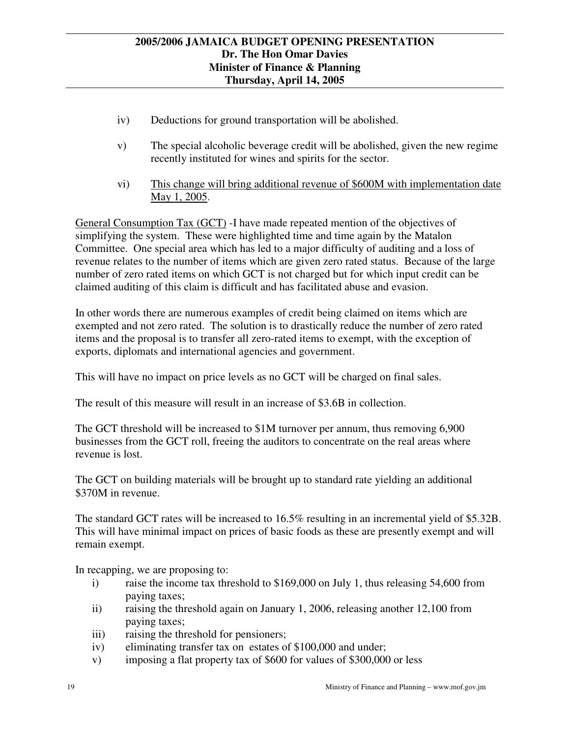iv) Deductions for ground transportation will be abolished.

v) The special alcoholic beverage credit will be abolished, given the new regime recently instituted for wines and spirits for the sector.

vi) <u>This change will bring additional revenue of $600M with implementation date May 1, 2005</u>.

<u>General Consumption Tax (GCT)</u> -I have made repeated mention of the objectives of simplifying the system. These were highlighted time and time again by the Matalon Committee. One special area which has led to a major difficulty of auditing and a loss of revenue relates to the number of items which are given zero rated status. Because of the large number of zero rated items on which GCT is not charged but for which input credit can be claimed auditing of this claim is difficult and has facilitated abuse and evasion.

In other words there are numerous examples of credit being claimed on items which are exempted and not zero rated. The solution is to drastically reduce the number of zero rated items and the proposal is to transfer all zero-rated items to exempt, with the exception of exports, diplomats and international agencies and government.

This will have no impact on price levels as no GCT will be charged on final sales.

The result of this measure will result in an increase of $3.6B in collection.

The GCT threshold will be increased to $1M turnover per annum, thus removing 6,900 businesses from the GCT roll, freeing the auditors to concentrate on the real areas where revenue is lost.

The GCT on building materials will be brought up to standard rate yielding an additional $370M in revenue.

The standard GCT rates will be increased to 16.5% resulting in an incremental yield of $5.32B. This will have minimal impact on prices of basic foods as these are presently exempt and will remain exempt.

In recapping, we are proposing to:

i) raise the income tax threshold to $169,000 on July 1, thus releasing 54,600 from paying taxes;
ii) raising the threshold again on January 1, 2006, releasing another 12,100 from paying taxes;
iii) raising the threshold for pensioners;
iv) eliminating transfer tax on estates of $100,000 and under;
v) imposing a flat property tax of $600 for values of $300,000 or less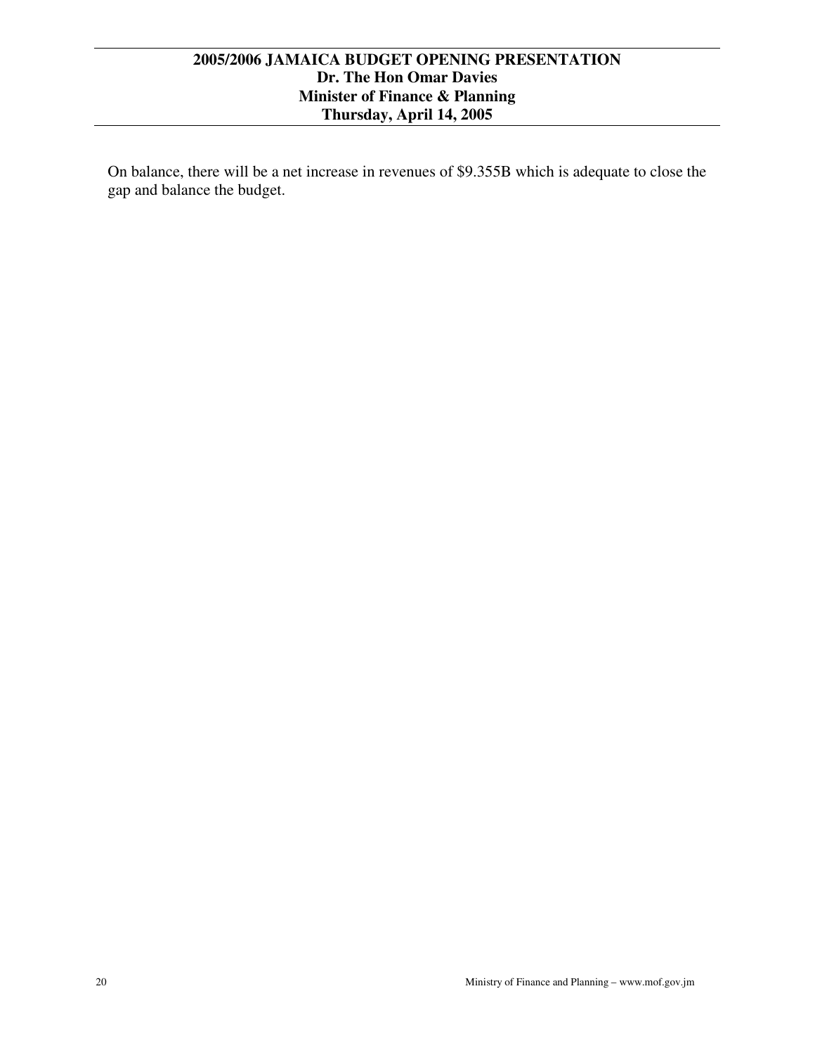On balance, there will be a net increase in revenues of $9.355B which is adequate to close the gap and balance the budget.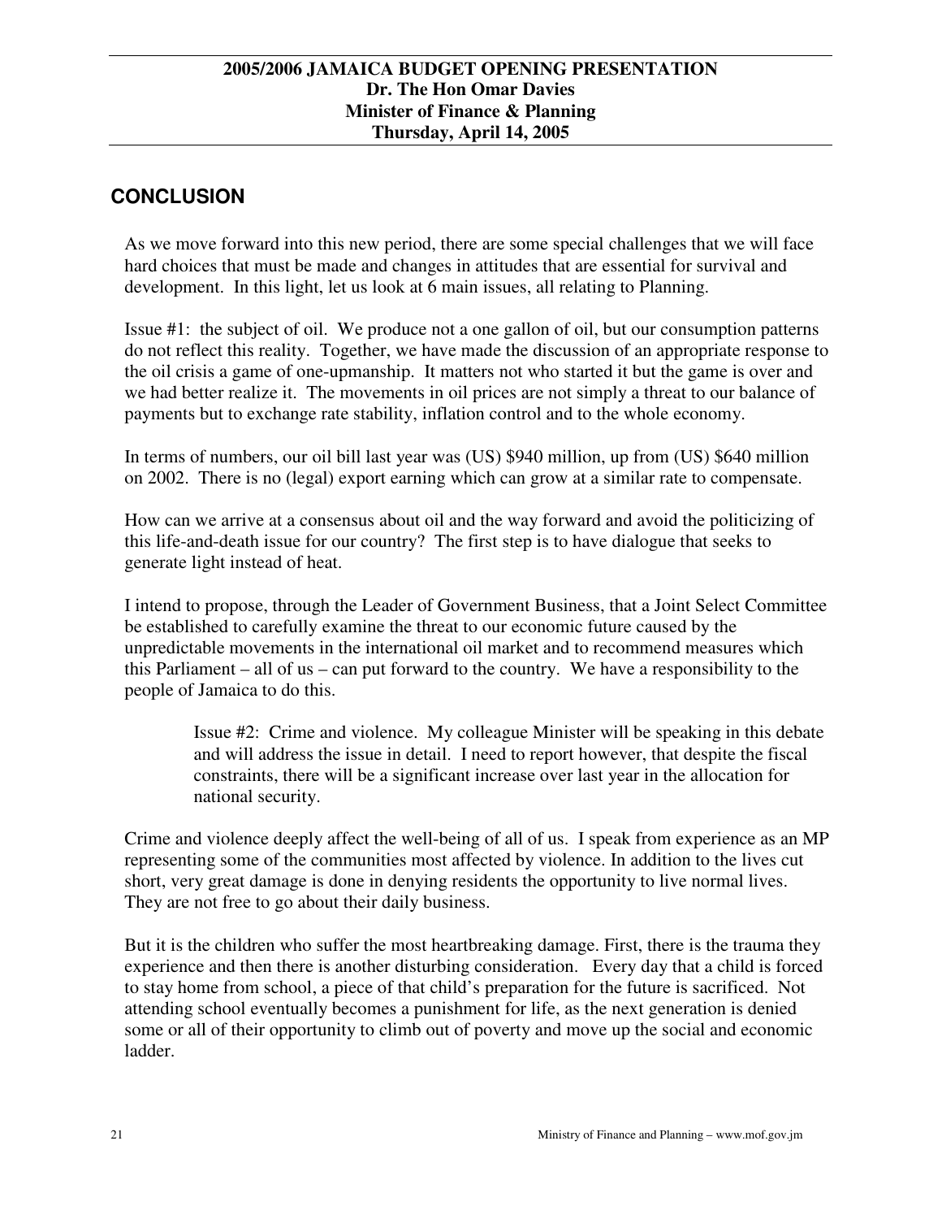## CONCLUSION

As we move forward into this new period, there are some special challenges that we will face hard choices that must be made and changes in attitudes that are essential for survival and development. In this light, let us look at 6 main issues, all relating to Planning.

Issue #1: the subject of oil. We produce not a one gallon of oil, but our consumption patterns do not reflect this reality. Together, we have made the discussion of an appropriate response to the oil crisis a game of one-upmanship. It matters not who started it but the game is over and we had better realize it. The movements in oil prices are not simply a threat to our balance of payments but to exchange rate stability, inflation control and to the whole economy.

In terms of numbers, our oil bill last year was (US) $940 million, up from (US) $640 million on 2002. There is no (legal) export earning which can grow at a similar rate to compensate.

How can we arrive at a consensus about oil and the way forward and avoid the politicizing of this life-and-death issue for our country? The first step is to have dialogue that seeks to generate light instead of heat.

I intend to propose, through the Leader of Government Business, that a Joint Select Committee be established to carefully examine the threat to our economic future caused by the unpredictable movements in the international oil market and to recommend measures which this Parliament – all of us – can put forward to the country. We have a responsibility to the people of Jamaica to do this.

> Issue #2: Crime and violence. My colleague Minister will be speaking in this debate and will address the issue in detail. I need to report however, that despite the fiscal constraints, there will be a significant increase over last year in the allocation for national security.

Crime and violence deeply affect the well-being of all of us. I speak from experience as an MP representing some of the communities most affected by violence. In addition to the lives cut short, very great damage is done in denying residents the opportunity to live normal lives. They are not free to go about their daily business.

But it is the children who suffer the most heartbreaking damage. First, there is the trauma they experience and then there is another disturbing consideration. Every day that a child is forced to stay home from school, a piece of that child's preparation for the future is sacrificed. Not attending school eventually becomes a punishment for life, as the next generation is denied some or all of their opportunity to climb out of poverty and move up the social and economic ladder.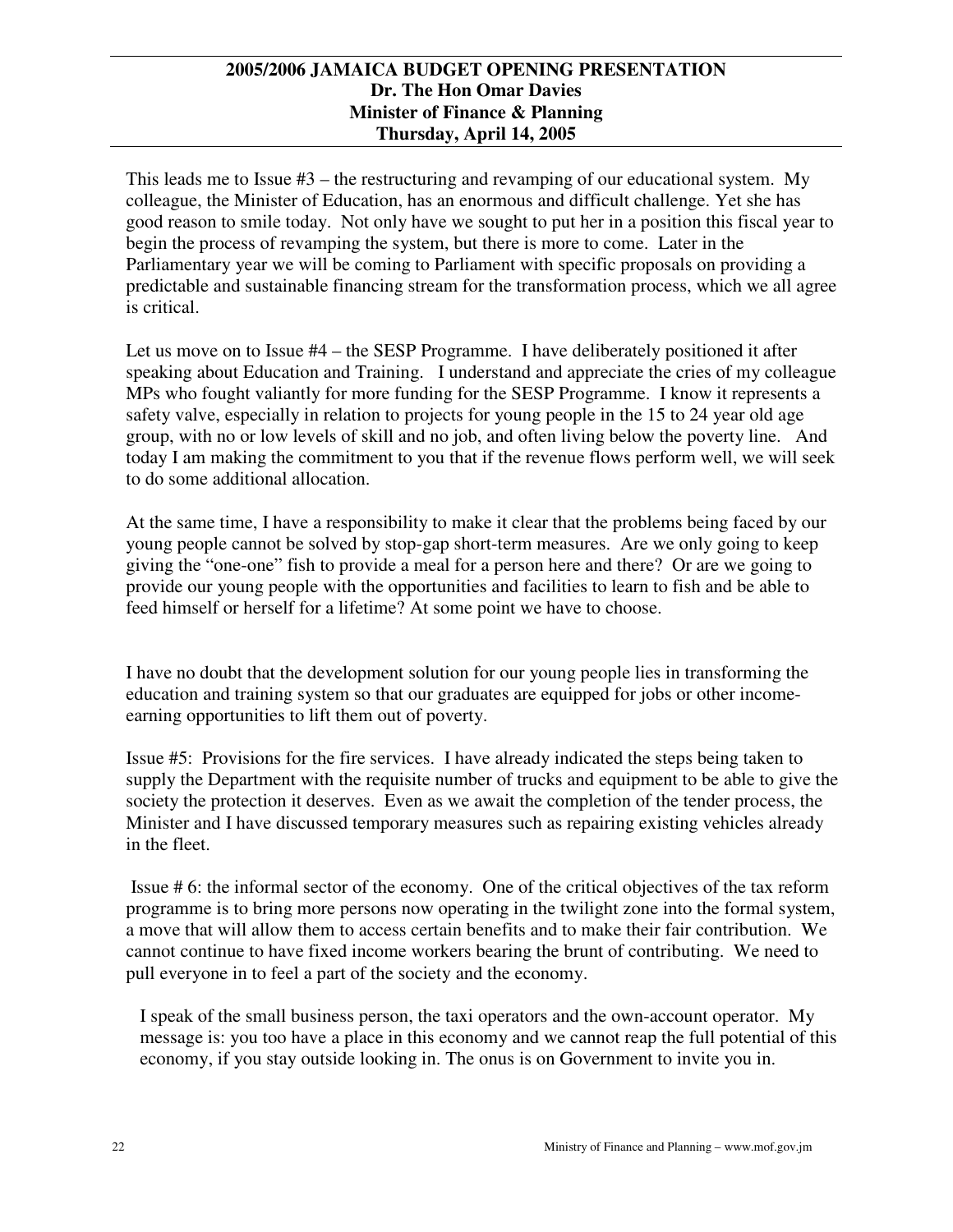This leads me to Issue #3 – the restructuring and revamping of our educational system. My colleague, the Minister of Education, has an enormous and difficult challenge. Yet she has good reason to smile today. Not only have we sought to put her in a position this fiscal year to begin the process of revamping the system, but there is more to come. Later in the Parliamentary year we will be coming to Parliament with specific proposals on providing a predictable and sustainable financing stream for the transformation process, which we all agree is critical.

Let us move on to Issue #4 – the SESP Programme. I have deliberately positioned it after speaking about Education and Training. I understand and appreciate the cries of my colleague MPs who fought valiantly for more funding for the SESP Programme. I know it represents a safety valve, especially in relation to projects for young people in the 15 to 24 year old age group, with no or low levels of skill and no job, and often living below the poverty line. And today I am making the commitment to you that if the revenue flows perform well, we will seek to do some additional allocation.

At the same time, I have a responsibility to make it clear that the problems being faced by our young people cannot be solved by stop-gap short-term measures. Are we only going to keep giving the "one-one" fish to provide a meal for a person here and there? Or are we going to provide our young people with the opportunities and facilities to learn to fish and be able to feed himself or herself for a lifetime? At some point we have to choose.

I have no doubt that the development solution for our young people lies in transforming the education and training system so that our graduates are equipped for jobs or other income-earning opportunities to lift them out of poverty.

Issue #5: Provisions for the fire services. I have already indicated the steps being taken to supply the Department with the requisite number of trucks and equipment to be able to give the society the protection it deserves. Even as we await the completion of the tender process, the Minister and I have discussed temporary measures such as repairing existing vehicles already in the fleet.

Issue # 6: the informal sector of the economy. One of the critical objectives of the tax reform programme is to bring more persons now operating in the twilight zone into the formal system, a move that will allow them to access certain benefits and to make their fair contribution. We cannot continue to have fixed income workers bearing the brunt of contributing. We need to pull everyone in to feel a part of the society and the economy.

I speak of the small business person, the taxi operators and the own-account operator. My message is: you too have a place in this economy and we cannot reap the full potential of this economy, if you stay outside looking in. The onus is on Government to invite you in.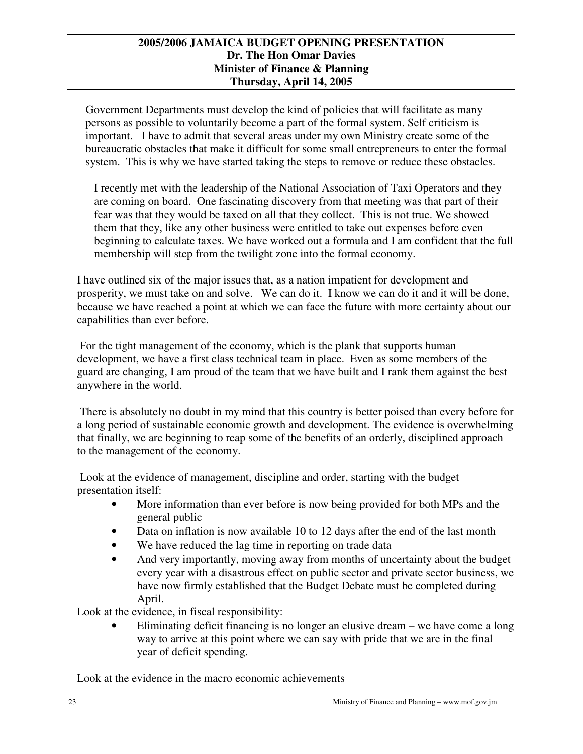Government Departments must develop the kind of policies that will facilitate as many persons as possible to voluntarily become a part of the formal system. Self criticism is important. I have to admit that several areas under my own Ministry create some of the bureaucratic obstacles that make it difficult for some small entrepreneurs to enter the formal system. This is why we have started taking the steps to remove or reduce these obstacles.

I recently met with the leadership of the National Association of Taxi Operators and they are coming on board. One fascinating discovery from that meeting was that part of their fear was that they would be taxed on all that they collect. This is not true. We showed them that they, like any other business were entitled to take out expenses before even beginning to calculate taxes. We have worked out a formula and I am confident that the full membership will step from the twilight zone into the formal economy.

I have outlined six of the major issues that, as a nation impatient for development and prosperity, we must take on and solve. We can do it. I know we can do it and it will be done, because we have reached a point at which we can face the future with more certainty about our capabilities than ever before.

For the tight management of the economy, which is the plank that supports human development, we have a first class technical team in place. Even as some members of the guard are changing, I am proud of the team that we have built and I rank them against the best anywhere in the world.

There is absolutely no doubt in my mind that this country is better poised than every before for a long period of sustainable economic growth and development. The evidence is overwhelming that finally, we are beginning to reap some of the benefits of an orderly, disciplined approach to the management of the economy.

Look at the evidence of management, discipline and order, starting with the budget presentation itself:

- More information than ever before is now being provided for both MPs and the general public
- Data on inflation is now available 10 to 12 days after the end of the last month
- We have reduced the lag time in reporting on trade data
- And very importantly, moving away from months of uncertainty about the budget every year with a disastrous effect on public sector and private sector business, we have now firmly established that the Budget Debate must be completed during April.

Look at the evidence, in fiscal responsibility:

- Eliminating deficit financing is no longer an elusive dream – we have come a long way to arrive at this point where we can say with pride that we are in the final year of deficit spending.

Look at the evidence in the macro economic achievements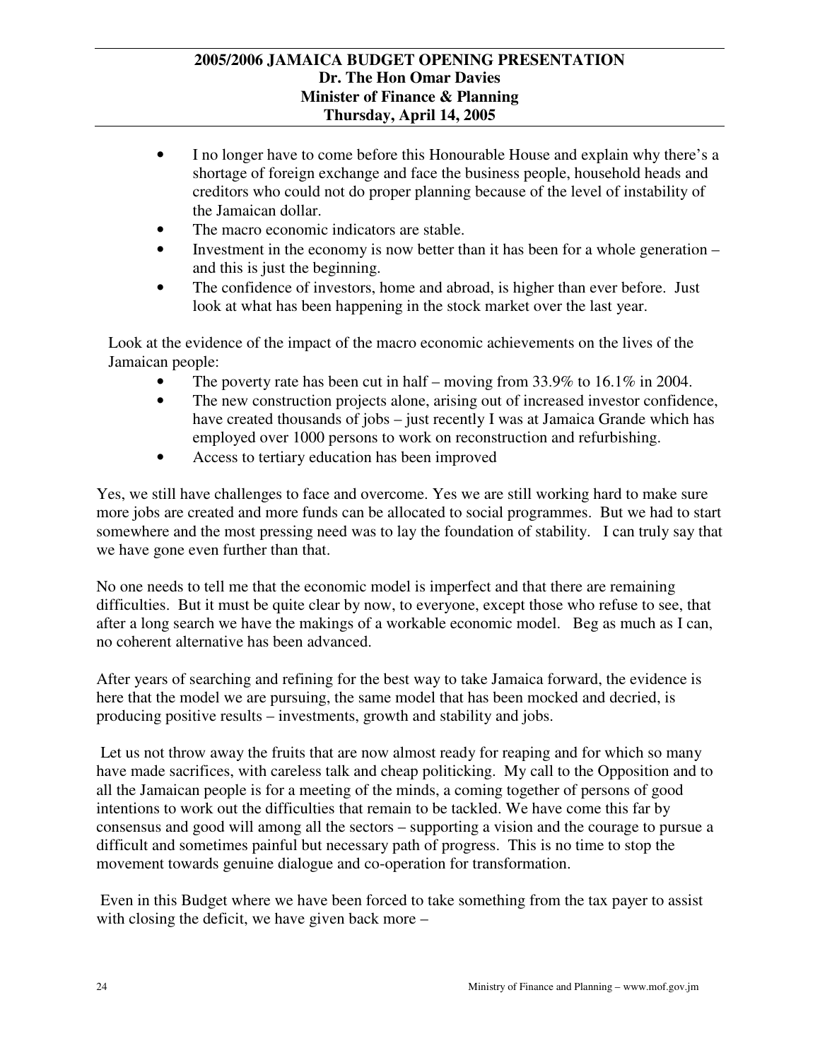- I no longer have to come before this Honourable House and explain why there's a shortage of foreign exchange and face the business people, household heads and creditors who could not do proper planning because of the level of instability of the Jamaican dollar.
- The macro economic indicators are stable.
- Investment in the economy is now better than it has been for a whole generation – and this is just the beginning.
- The confidence of investors, home and abroad, is higher than ever before. Just look at what has been happening in the stock market over the last year.

Look at the evidence of the impact of the macro economic achievements on the lives of the Jamaican people:

- The poverty rate has been cut in half – moving from 33.9% to 16.1% in 2004.
- The new construction projects alone, arising out of increased investor confidence, have created thousands of jobs – just recently I was at Jamaica Grande which has employed over 1000 persons to work on reconstruction and refurbishing.
- Access to tertiary education has been improved

Yes, we still have challenges to face and overcome. Yes we are still working hard to make sure more jobs are created and more funds can be allocated to social programmes. But we had to start somewhere and the most pressing need was to lay the foundation of stability. I can truly say that we have gone even further than that.

No one needs to tell me that the economic model is imperfect and that there are remaining difficulties. But it must be quite clear by now, to everyone, except those who refuse to see, that after a long search we have the makings of a workable economic model. Beg as much as I can, no coherent alternative has been advanced.

After years of searching and refining for the best way to take Jamaica forward, the evidence is here that the model we are pursuing, the same model that has been mocked and decried, is producing positive results – investments, growth and stability and jobs.

Let us not throw away the fruits that are now almost ready for reaping and for which so many have made sacrifices, with careless talk and cheap politicking. My call to the Opposition and to all the Jamaican people is for a meeting of the minds, a coming together of persons of good intentions to work out the difficulties that remain to be tackled. We have come this far by consensus and good will among all the sectors – supporting a vision and the courage to pursue a difficult and sometimes painful but necessary path of progress. This is no time to stop the movement towards genuine dialogue and co-operation for transformation.

Even in this Budget where we have been forced to take something from the tax payer to assist with closing the deficit, we have given back more –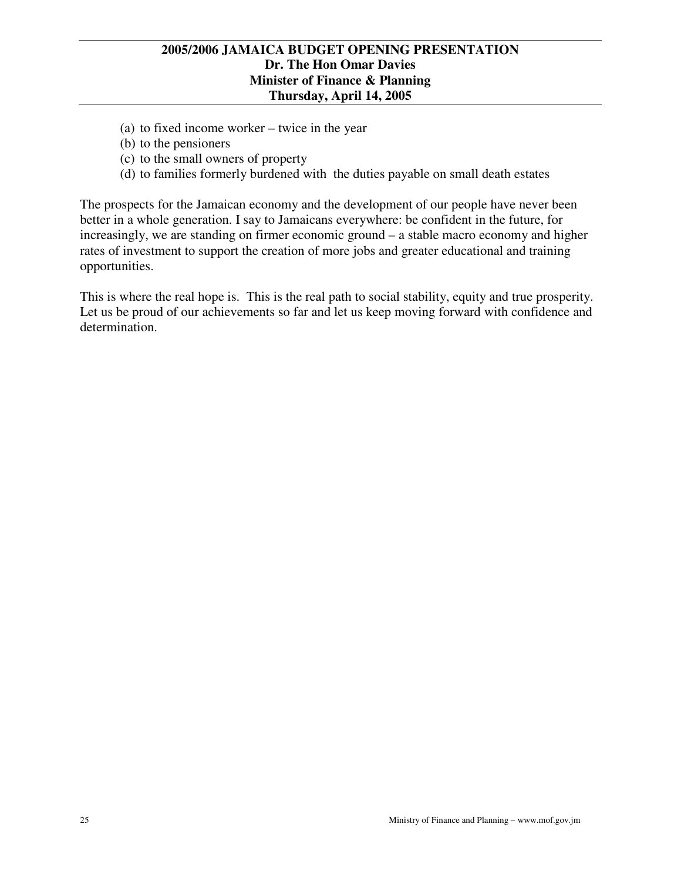(a) to fixed income worker – twice in the year
(b) to the pensioners
(c) to the small owners of property
(d) to families formerly burdened with the duties payable on small death estates

The prospects for the Jamaican economy and the development of our people have never been better in a whole generation. I say to Jamaicans everywhere: be confident in the future, for increasingly, we are standing on firmer economic ground – a stable macro economy and higher rates of investment to support the creation of more jobs and greater educational and training opportunities.

This is where the real hope is. This is the real path to social stability, equity and true prosperity. Let us be proud of our achievements so far and let us keep moving forward with confidence and determination.